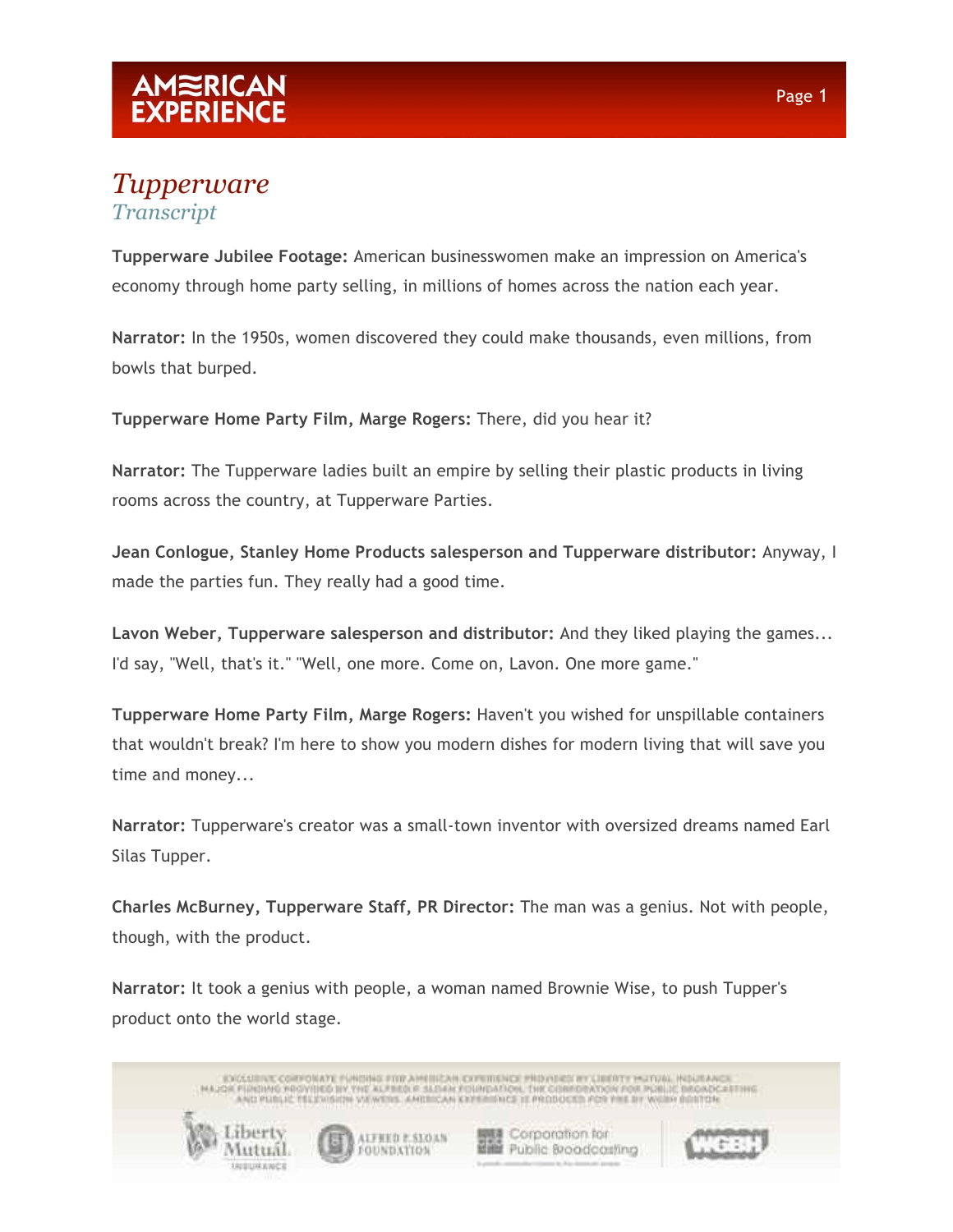# Tupperware

## Transcript

**Tupperware Jubilee Footage:** American businesswomen make an impression on America's economy through home party selling, in millions of homes across the nation each year.

**Narrator:** In the 1950s, women discovered they could make thousands, even millions, from bowls that burped.

**Tupperware Home Party Film, Marge Rogers:** There, did you hear it?

**Narrator:** The Tupperware ladies built an empire by selling their plastic products in living rooms across the country, at Tupperware Parties.

**Jean Conlogue, Stanley Home Products salesperson and Tupperware distributor:** Anyway, I made the parties fun. They really had a good time.

**Lavon Weber, Tupperware salesperson and distributor:** And they liked playing the games... I'd say, "Well, that's it." "Well, one more. Come on, Lavon. One more game."

**Tupperware Home Party Film, Marge Rogers:** Haven't you wished for unspillable containers that wouldn't break? I'm here to show you modern dishes for modern living that will save you time and money...

**Narrator:** Tupperware's creator was a small-town inventor with oversized dreams named Earl Silas Tupper.

**Charles McBurney, Tupperware Staff, PR Director:** The man was a genius. Not with people, though, with the product.

**Narrator:** It took a genius with people, a woman named Brownie Wise, to push Tupper's product onto the world stage.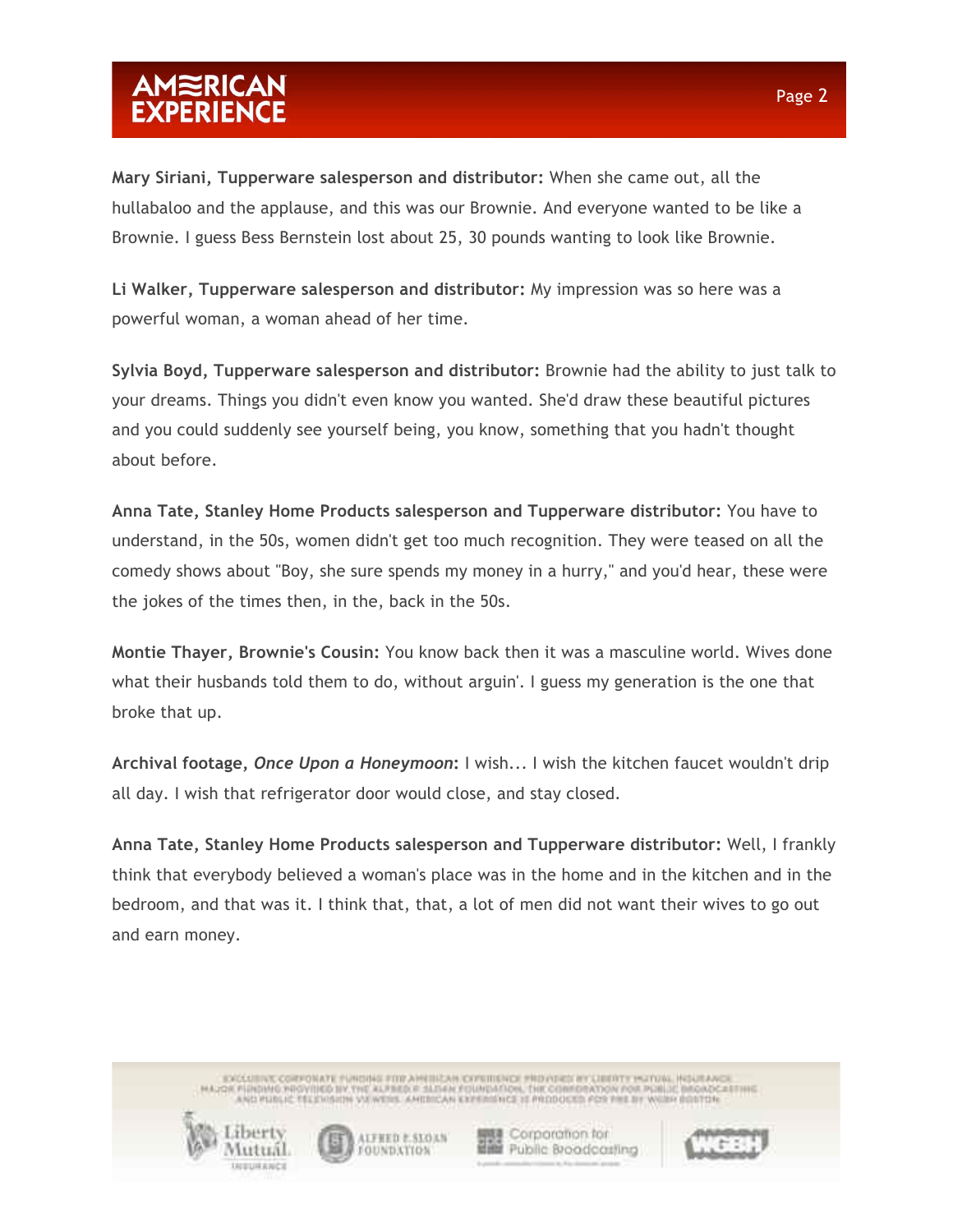**Mary Siriani, Tupperware salesperson and distributor:** When she came out, all the hullabaloo and the applause, and this was our Brownie. And everyone wanted to be like a Brownie. I guess Bess Bernstein lost about 25, 30 pounds wanting to look like Brownie.

**Li Walker, Tupperware salesperson and distributor:** My impression was so here was a powerful woman, a woman ahead of her time.

**Sylvia Boyd, Tupperware salesperson and distributor:** Brownie had the ability to just talk to your dreams. Things you didn't even know you wanted. She'd draw these beautiful pictures and you could suddenly see yourself being, you know, something that you hadn't thought about before.

**Anna Tate, Stanley Home Products salesperson and Tupperware distributor:** You have to understand, in the 50s, women didn't get too much recognition. They were teased on all the comedy shows about "Boy, she sure spends my money in a hurry," and you'd hear, these were the jokes of the times then, in the, back in the 50s.

**Montie Thayer, Brownie's Cousin:** You know back then it was a masculine world. Wives done what their husbands told them to do, without arguin'. I guess my generation is the one that broke that up.

**Archival footage, *Once Upon a Honeymoon*:** I wish... I wish the kitchen faucet wouldn't drip all day. I wish that refrigerator door would close, and stay closed.

**Anna Tate, Stanley Home Products salesperson and Tupperware distributor:** Well, I frankly think that everybody believed a woman's place was in the home and in the kitchen and in the bedroom, and that was it. I think that, that, a lot of men did not want their wives to go out and earn money.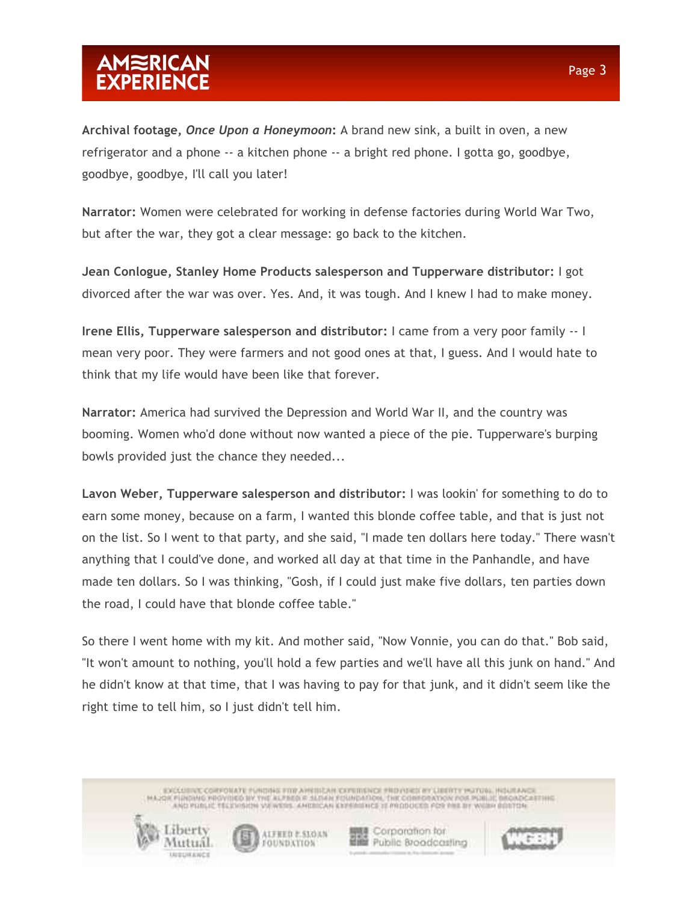**Archival footage, *Once Upon a Honeymoon*:** A brand new sink, a built in oven, a new refrigerator and a phone -- a kitchen phone -- a bright red phone. I gotta go, goodbye, goodbye, goodbye, I'll call you later!

**Narrator:** Women were celebrated for working in defense factories during World War Two, but after the war, they got a clear message: go back to the kitchen.

**Jean Conlogue, Stanley Home Products salesperson and Tupperware distributor:** I got divorced after the war was over. Yes. And, it was tough. And I knew I had to make money.

**Irene Ellis, Tupperware salesperson and distributor:** I came from a very poor family -- I mean very poor. They were farmers and not good ones at that, I guess. And I would hate to think that my life would have been like that forever.

**Narrator:** America had survived the Depression and World War II, and the country was booming. Women who'd done without now wanted a piece of the pie. Tupperware's burping bowls provided just the chance they needed...

**Lavon Weber, Tupperware salesperson and distributor:** I was lookin' for something to do to earn some money, because on a farm, I wanted this blonde coffee table, and that is just not on the list. So I went to that party, and she said, "I made ten dollars here today." There wasn't anything that I could've done, and worked all day at that time in the Panhandle, and have made ten dollars. So I was thinking, "Gosh, if I could just make five dollars, ten parties down the road, I could have that blonde coffee table."

So there I went home with my kit. And mother said, "Now Vonnie, you can do that." Bob said, "It won't amount to nothing, you'll hold a few parties and we'll have all this junk on hand." And he didn't know at that time, that I was having to pay for that junk, and it didn't seem like the right time to tell him, so I just didn't tell him.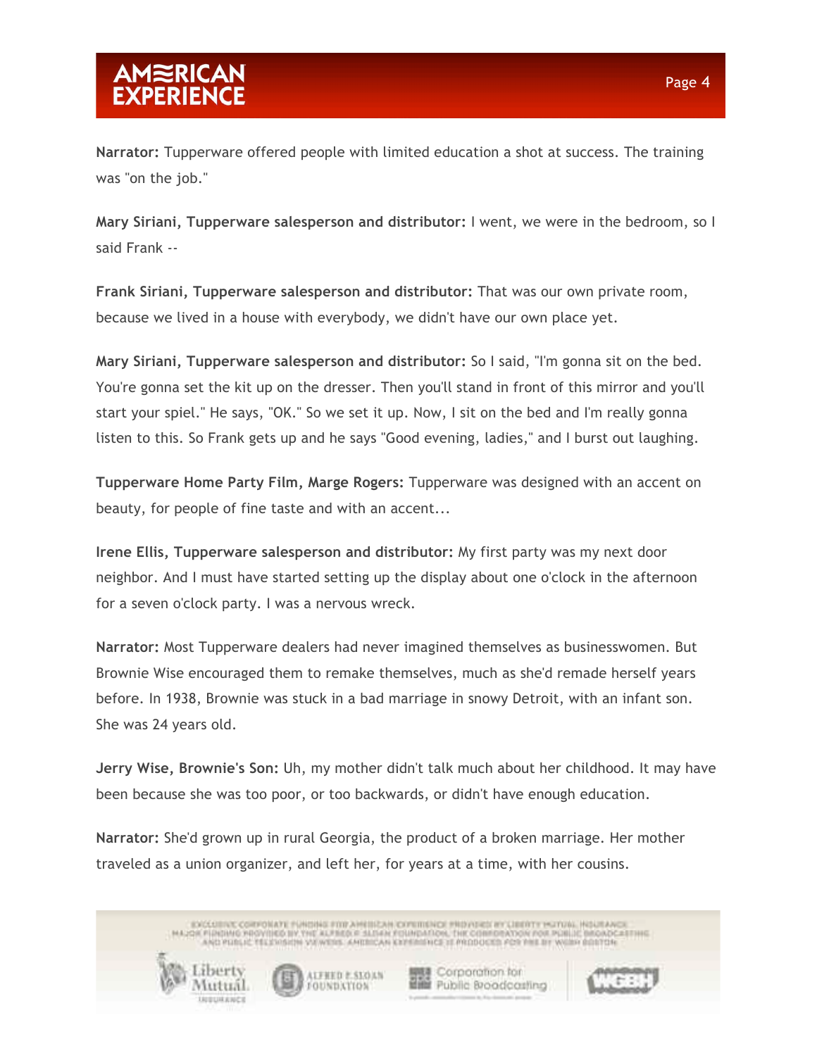**Narrator:** Tupperware offered people with limited education a shot at success. The training was "on the job."

**Mary Siriani, Tupperware salesperson and distributor:** I went, we were in the bedroom, so I said Frank --

**Frank Siriani, Tupperware salesperson and distributor:** That was our own private room, because we lived in a house with everybody, we didn't have our own place yet.

**Mary Siriani, Tupperware salesperson and distributor:** So I said, "I'm gonna sit on the bed. You're gonna set the kit up on the dresser. Then you'll stand in front of this mirror and you'll start your spiel." He says, "OK." So we set it up. Now, I sit on the bed and I'm really gonna listen to this. So Frank gets up and he says "Good evening, ladies," and I burst out laughing.

**Tupperware Home Party Film, Marge Rogers:** Tupperware was designed with an accent on beauty, for people of fine taste and with an accent...

**Irene Ellis, Tupperware salesperson and distributor:** My first party was my next door neighbor. And I must have started setting up the display about one o'clock in the afternoon for a seven o'clock party. I was a nervous wreck.

**Narrator:** Most Tupperware dealers had never imagined themselves as businesswomen. But Brownie Wise encouraged them to remake themselves, much as she'd remade herself years before. In 1938, Brownie was stuck in a bad marriage in snowy Detroit, with an infant son. She was 24 years old.

**Jerry Wise, Brownie's Son:** Uh, my mother didn't talk much about her childhood. It may have been because she was too poor, or too backwards, or didn't have enough education.

**Narrator:** She'd grown up in rural Georgia, the product of a broken marriage. Her mother traveled as a union organizer, and left her, for years at a time, with her cousins.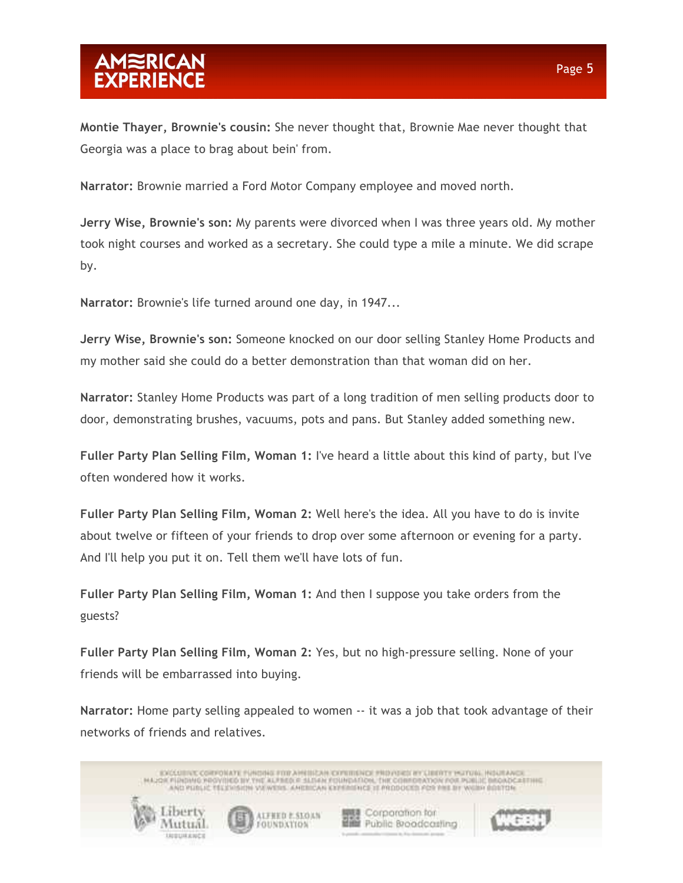**Montie Thayer, Brownie's cousin:** She never thought that, Brownie Mae never thought that Georgia was a place to brag about bein' from.

**Narrator:** Brownie married a Ford Motor Company employee and moved north.

**Jerry Wise, Brownie's son:** My parents were divorced when I was three years old. My mother took night courses and worked as a secretary. She could type a mile a minute. We did scrape by.

**Narrator:** Brownie's life turned around one day, in 1947...

**Jerry Wise, Brownie's son:** Someone knocked on our door selling Stanley Home Products and my mother said she could do a better demonstration than that woman did on her.

**Narrator:** Stanley Home Products was part of a long tradition of men selling products door to door, demonstrating brushes, vacuums, pots and pans. But Stanley added something new.

**Fuller Party Plan Selling Film, Woman 1:** I've heard a little about this kind of party, but I've often wondered how it works.

**Fuller Party Plan Selling Film, Woman 2:** Well here's the idea. All you have to do is invite about twelve or fifteen of your friends to drop over some afternoon or evening for a party. And I'll help you put it on. Tell them we'll have lots of fun.

**Fuller Party Plan Selling Film, Woman 1:** And then I suppose you take orders from the guests?

**Fuller Party Plan Selling Film, Woman 2:** Yes, but no high-pressure selling. None of your friends will be embarrassed into buying.

**Narrator:** Home party selling appealed to women -- it was a job that took advantage of their networks of friends and relatives.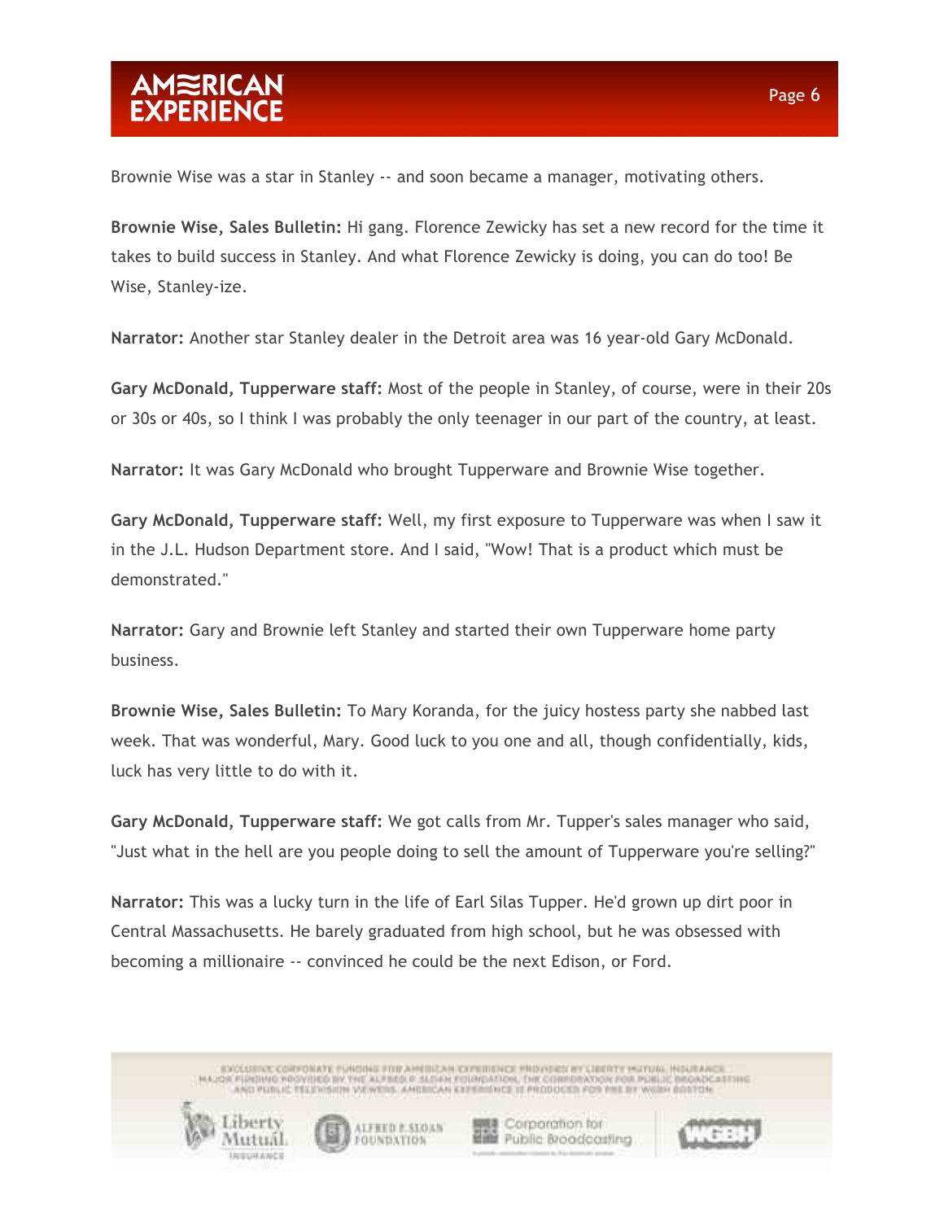Brownie Wise was a star in Stanley -- and soon became a manager, motivating others.

**Brownie Wise, Sales Bulletin:** Hi gang. Florence Zewicky has set a new record for the time it takes to build success in Stanley. And what Florence Zewicky is doing, you can do too! Be Wise, Stanley-ize.

**Narrator:** Another star Stanley dealer in the Detroit area was 16 year-old Gary McDonald.

**Gary McDonald, Tupperware staff:** Most of the people in Stanley, of course, were in their 20s or 30s or 40s, so I think I was probably the only teenager in our part of the country, at least.

**Narrator:** It was Gary McDonald who brought Tupperware and Brownie Wise together.

**Gary McDonald, Tupperware staff:** Well, my first exposure to Tupperware was when I saw it in the J.L. Hudson Department store. And I said, "Wow! That is a product which must be demonstrated."

**Narrator:** Gary and Brownie left Stanley and started their own Tupperware home party business.

**Brownie Wise, Sales Bulletin:** To Mary Koranda, for the juicy hostess party she nabbed last week. That was wonderful, Mary. Good luck to you one and all, though confidentially, kids, luck has very little to do with it.

**Gary McDonald, Tupperware staff:** We got calls from Mr. Tupper's sales manager who said, "Just what in the hell are you people doing to sell the amount of Tupperware you're selling?"

**Narrator:** This was a lucky turn in the life of Earl Silas Tupper. He'd grown up dirt poor in Central Massachusetts. He barely graduated from high school, but he was obsessed with becoming a millionaire -- convinced he could be the next Edison, or Ford.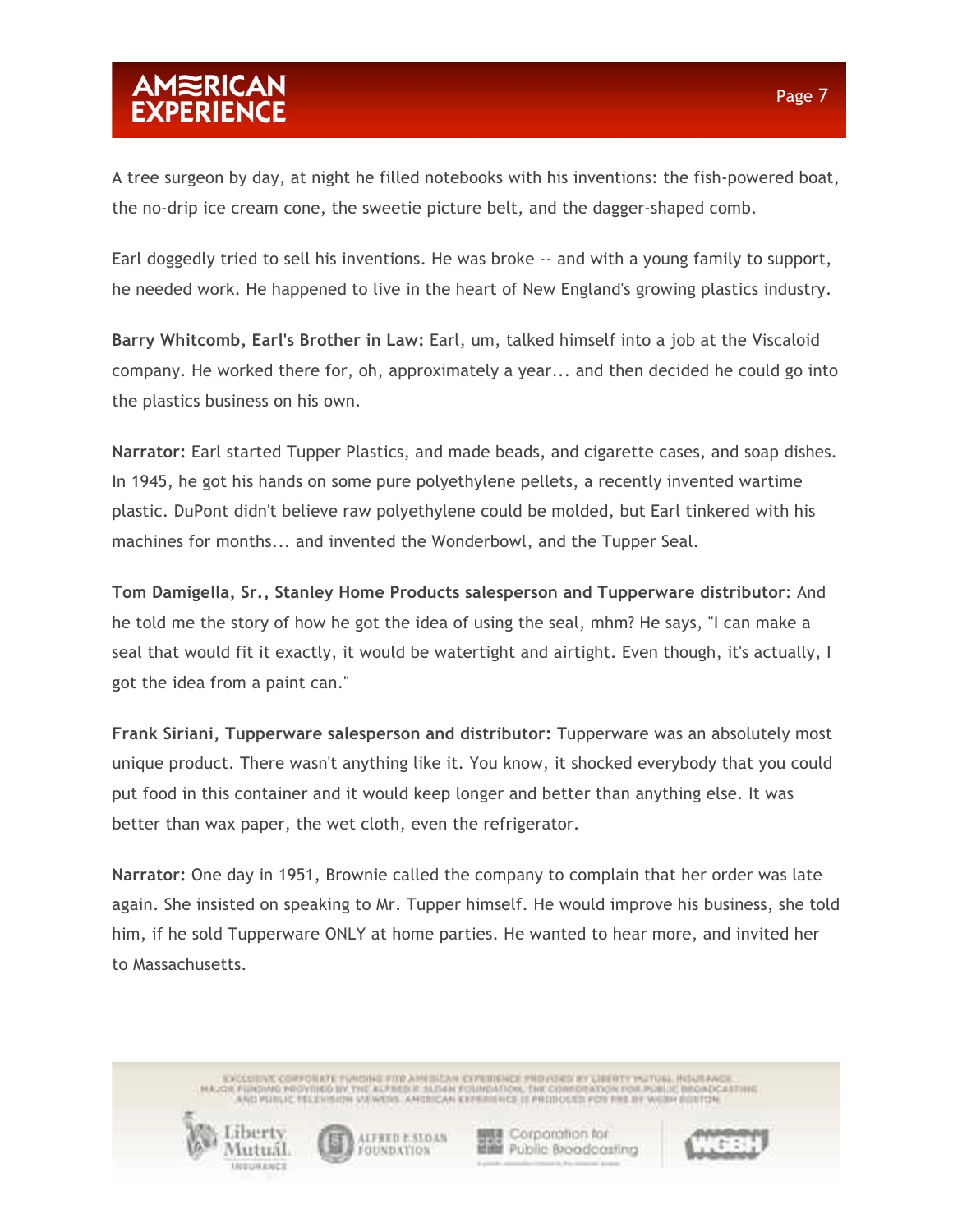A tree surgeon by day, at night he filled notebooks with his inventions: the fish-powered boat, the no-drip ice cream cone, the sweetie picture belt, and the dagger-shaped comb.

Earl doggedly tried to sell his inventions. He was broke -- and with a young family to support, he needed work. He happened to live in the heart of New England's growing plastics industry.

**Barry Whitcomb, Earl's Brother in Law:** Earl, um, talked himself into a job at the Viscaloid company. He worked there for, oh, approximately a year... and then decided he could go into the plastics business on his own.

**Narrator:** Earl started Tupper Plastics, and made beads, and cigarette cases, and soap dishes. In 1945, he got his hands on some pure polyethylene pellets, a recently invented wartime plastic. DuPont didn't believe raw polyethylene could be molded, but Earl tinkered with his machines for months... and invented the Wonderbowl, and the Tupper Seal.

**Tom Damigella, Sr., Stanley Home Products salesperson and Tupperware distributor**: And he told me the story of how he got the idea of using the seal, mhm? He says, "I can make a seal that would fit it exactly, it would be watertight and airtight. Even though, it's actually, I got the idea from a paint can."

**Frank Siriani, Tupperware salesperson and distributor:** Tupperware was an absolutely most unique product. There wasn't anything like it. You know, it shocked everybody that you could put food in this container and it would keep longer and better than anything else. It was better than wax paper, the wet cloth, even the refrigerator.

**Narrator:** One day in 1951, Brownie called the company to complain that her order was late again. She insisted on speaking to Mr. Tupper himself. He would improve his business, she told him, if he sold Tupperware ONLY at home parties. He wanted to hear more, and invited her to Massachusetts.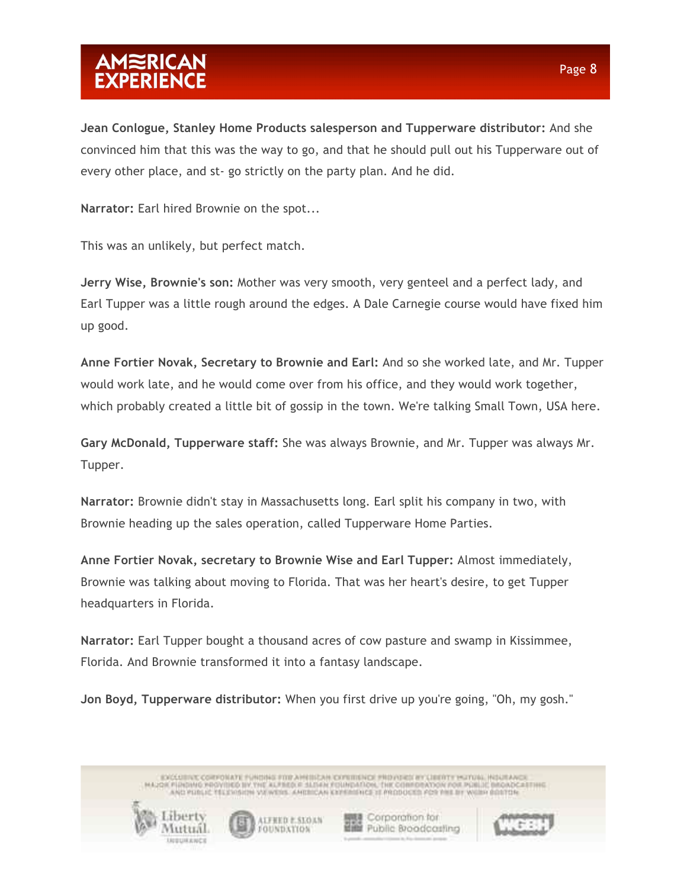**Jean Conlogue, Stanley Home Products salesperson and Tupperware distributor:** And she convinced him that this was the way to go, and that he should pull out his Tupperware out of every other place, and st- go strictly on the party plan. And he did.

**Narrator:** Earl hired Brownie on the spot...

This was an unlikely, but perfect match.

**Jerry Wise, Brownie's son:** Mother was very smooth, very genteel and a perfect lady, and Earl Tupper was a little rough around the edges. A Dale Carnegie course would have fixed him up good.

**Anne Fortier Novak, Secretary to Brownie and Earl:** And so she worked late, and Mr. Tupper would work late, and he would come over from his office, and they would work together, which probably created a little bit of gossip in the town. We're talking Small Town, USA here.

**Gary McDonald, Tupperware staff:** She was always Brownie, and Mr. Tupper was always Mr. Tupper.

**Narrator:** Brownie didn't stay in Massachusetts long. Earl split his company in two, with Brownie heading up the sales operation, called Tupperware Home Parties.

**Anne Fortier Novak, secretary to Brownie Wise and Earl Tupper:** Almost immediately, Brownie was talking about moving to Florida. That was her heart's desire, to get Tupper headquarters in Florida.

**Narrator:** Earl Tupper bought a thousand acres of cow pasture and swamp in Kissimmee, Florida. And Brownie transformed it into a fantasy landscape.

**Jon Boyd, Tupperware distributor:** When you first drive up you're going, "Oh, my gosh."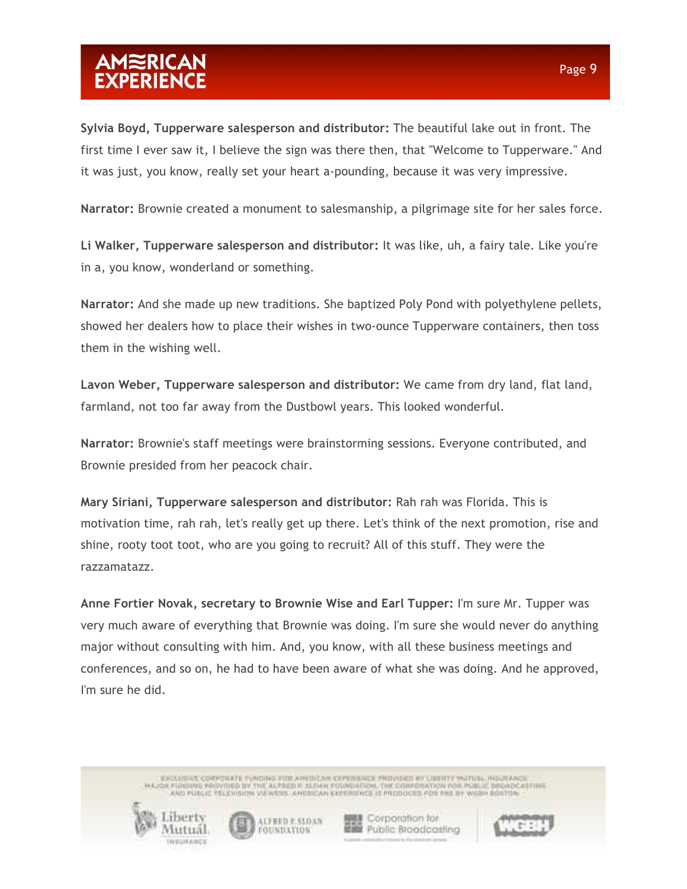**Sylvia Boyd, Tupperware salesperson and distributor:** The beautiful lake out in front. The first time I ever saw it, I believe the sign was there then, that "Welcome to Tupperware." And it was just, you know, really set your heart a-pounding, because it was very impressive.

**Narrator:** Brownie created a monument to salesmanship, a pilgrimage site for her sales force.

**Li Walker, Tupperware salesperson and distributor:** It was like, uh, a fairy tale. Like you're in a, you know, wonderland or something.

**Narrator:** And she made up new traditions. She baptized Poly Pond with polyethylene pellets, showed her dealers how to place their wishes in two-ounce Tupperware containers, then toss them in the wishing well.

**Lavon Weber, Tupperware salesperson and distributor:** We came from dry land, flat land, farmland, not too far away from the Dustbowl years. This looked wonderful.

**Narrator:** Brownie's staff meetings were brainstorming sessions. Everyone contributed, and Brownie presided from her peacock chair.

**Mary Siriani, Tupperware salesperson and distributor:** Rah rah was Florida. This is motivation time, rah rah, let's really get up there. Let's think of the next promotion, rise and shine, rooty toot toot, who are you going to recruit? All of this stuff. They were the razzamatazz.

**Anne Fortier Novak, secretary to Brownie Wise and Earl Tupper:** I'm sure Mr. Tupper was very much aware of everything that Brownie was doing. I'm sure she would never do anything major without consulting with him. And, you know, with all these business meetings and conferences, and so on, he had to have been aware of what she was doing. And he approved, I'm sure he did.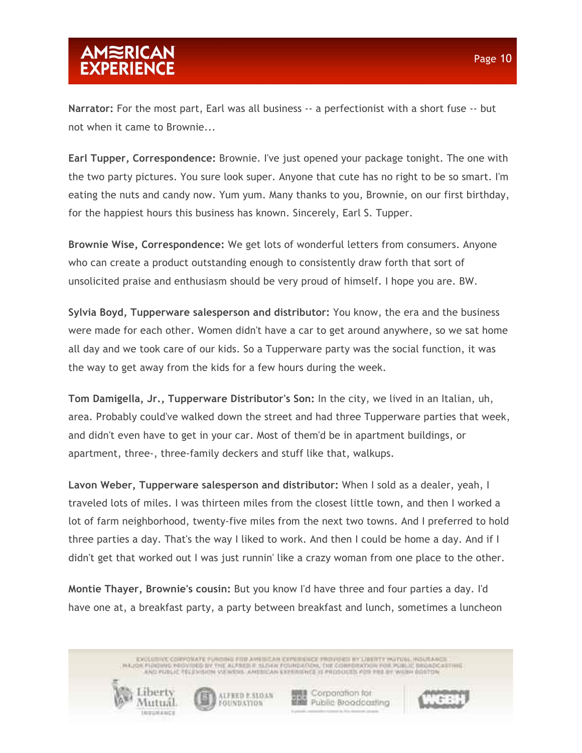**Narrator:** For the most part, Earl was all business -- a perfectionist with a short fuse -- but not when it came to Brownie...

**Earl Tupper, Correspondence:** Brownie. I've just opened your package tonight. The one with the two party pictures. You sure look super. Anyone that cute has no right to be so smart. I'm eating the nuts and candy now. Yum yum. Many thanks to you, Brownie, on our first birthday, for the happiest hours this business has known. Sincerely, Earl S. Tupper.

**Brownie Wise, Correspondence:** We get lots of wonderful letters from consumers. Anyone who can create a product outstanding enough to consistently draw forth that sort of unsolicited praise and enthusiasm should be very proud of himself. I hope you are. BW.

**Sylvia Boyd, Tupperware salesperson and distributor:** You know, the era and the business were made for each other. Women didn't have a car to get around anywhere, so we sat home all day and we took care of our kids. So a Tupperware party was the social function, it was the way to get away from the kids for a few hours during the week.

**Tom Damigella, Jr., Tupperware Distributor's Son:** In the city, we lived in an Italian, uh, area. Probably could've walked down the street and had three Tupperware parties that week, and didn't even have to get in your car. Most of them'd be in apartment buildings, or apartment, three-, three-family deckers and stuff like that, walkups.

**Lavon Weber, Tupperware salesperson and distributor:** When I sold as a dealer, yeah, I traveled lots of miles. I was thirteen miles from the closest little town, and then I worked a lot of farm neighborhood, twenty-five miles from the next two towns. And I preferred to hold three parties a day. That's the way I liked to work. And then I could be home a day. And if I didn't get that worked out I was just runnin' like a crazy woman from one place to the other.

**Montie Thayer, Brownie's cousin:** But you know I'd have three and four parties a day. I'd have one at, a breakfast party, a party between breakfast and lunch, sometimes a luncheon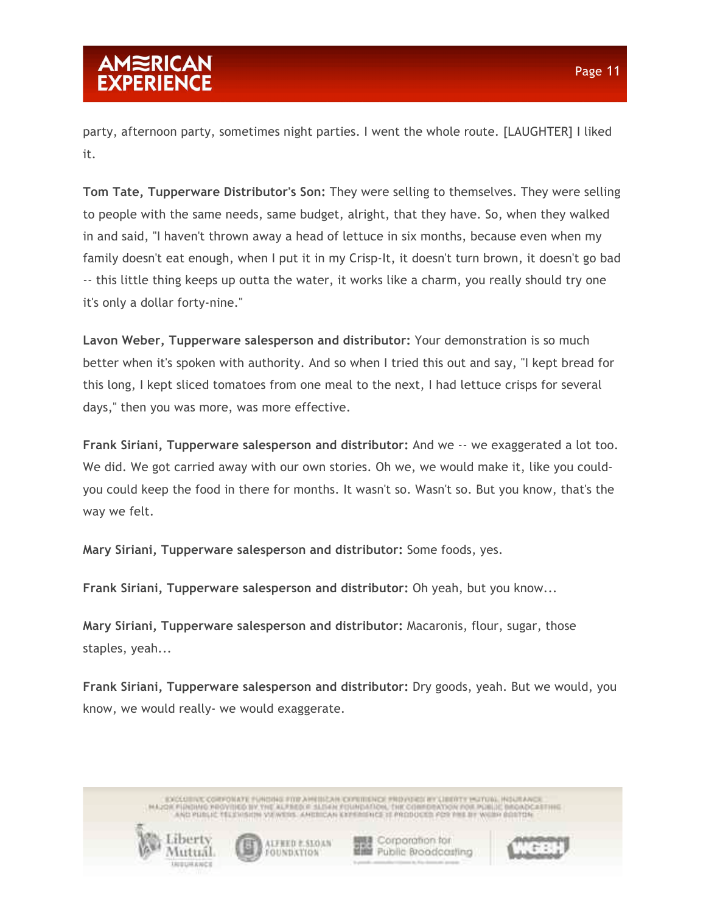party, afternoon party, sometimes night parties. I went the whole route. [LAUGHTER] I liked it.

**Tom Tate, Tupperware Distributor's Son:** They were selling to themselves. They were selling to people with the same needs, same budget, alright, that they have. So, when they walked in and said, "I haven't thrown away a head of lettuce in six months, because even when my family doesn't eat enough, when I put it in my Crisp-It, it doesn't turn brown, it doesn't go bad -- this little thing keeps up outta the water, it works like a charm, you really should try one it's only a dollar forty-nine."

**Lavon Weber, Tupperware salesperson and distributor:** Your demonstration is so much better when it's spoken with authority. And so when I tried this out and say, "I kept bread for this long, I kept sliced tomatoes from one meal to the next, I had lettuce crisps for several days," then you was more, was more effective.

**Frank Siriani, Tupperware salesperson and distributor:** And we -- we exaggerated a lot too. We did. We got carried away with our own stories. Oh we, we would make it, like you could-you could keep the food in there for months. It wasn't so. Wasn't so. But you know, that's the way we felt.

**Mary Siriani, Tupperware salesperson and distributor:** Some foods, yes.

**Frank Siriani, Tupperware salesperson and distributor:** Oh yeah, but you know...

**Mary Siriani, Tupperware salesperson and distributor:** Macaronis, flour, sugar, those staples, yeah...

**Frank Siriani, Tupperware salesperson and distributor:** Dry goods, yeah. But we would, you know, we would really- we would exaggerate.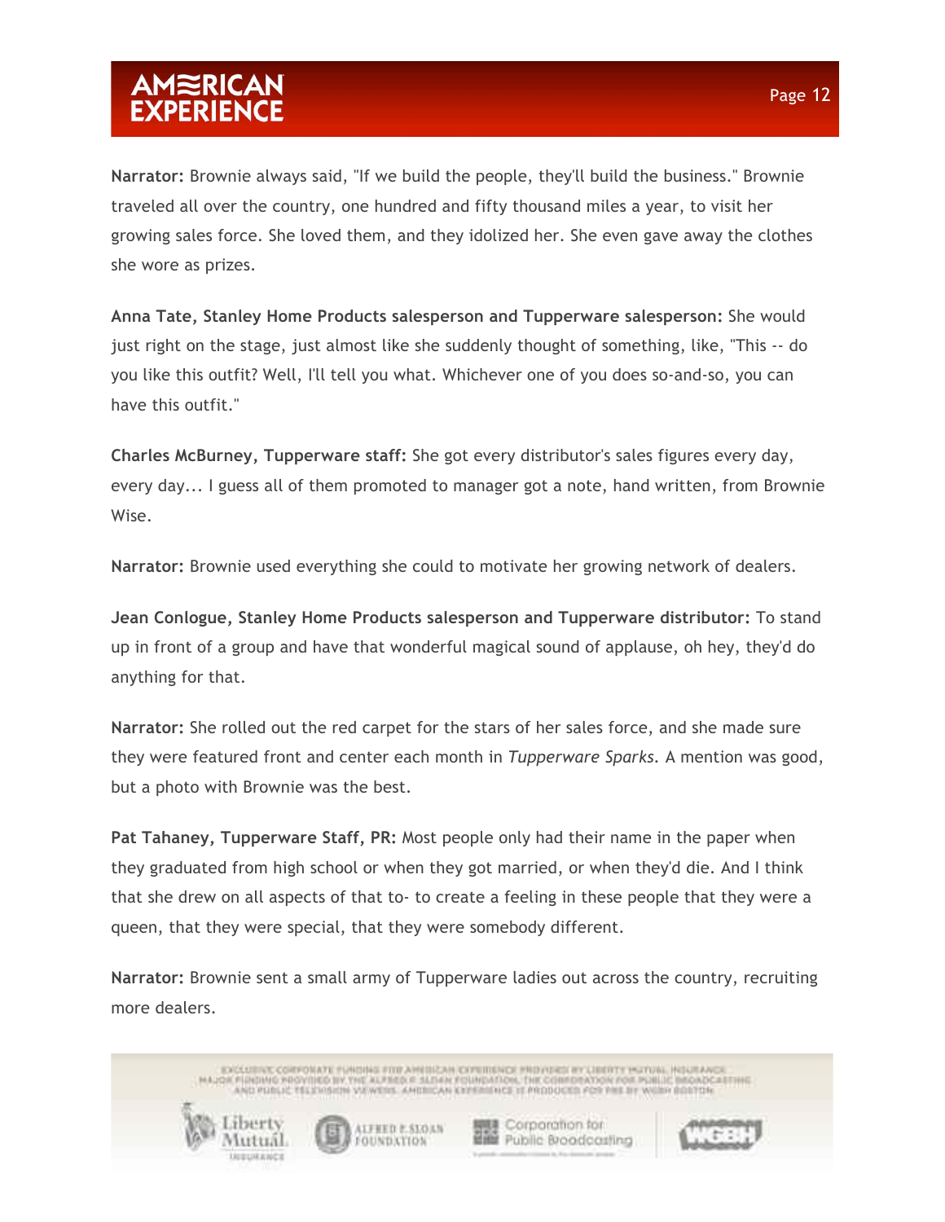**Narrator:** Brownie always said, "If we build the people, they'll build the business." Brownie traveled all over the country, one hundred and fifty thousand miles a year, to visit her growing sales force. She loved them, and they idolized her. She even gave away the clothes she wore as prizes.

**Anna Tate, Stanley Home Products salesperson and Tupperware salesperson:** She would just right on the stage, just almost like she suddenly thought of something, like, "This -- do you like this outfit? Well, I'll tell you what. Whichever one of you does so-and-so, you can have this outfit."

**Charles McBurney, Tupperware staff:** She got every distributor's sales figures every day, every day... I guess all of them promoted to manager got a note, hand written, from Brownie Wise.

**Narrator:** Brownie used everything she could to motivate her growing network of dealers.

**Jean Conlogue, Stanley Home Products salesperson and Tupperware distributor:** To stand up in front of a group and have that wonderful magical sound of applause, oh hey, they'd do anything for that.

**Narrator:** She rolled out the red carpet for the stars of her sales force, and she made sure they were featured front and center each month in *Tupperware Sparks*. A mention was good, but a photo with Brownie was the best.

**Pat Tahaney, Tupperware Staff, PR:** Most people only had their name in the paper when they graduated from high school or when they got married, or when they'd die. And I think that she drew on all aspects of that to- to create a feeling in these people that they were a queen, that they were special, that they were somebody different.

**Narrator:** Brownie sent a small army of Tupperware ladies out across the country, recruiting more dealers.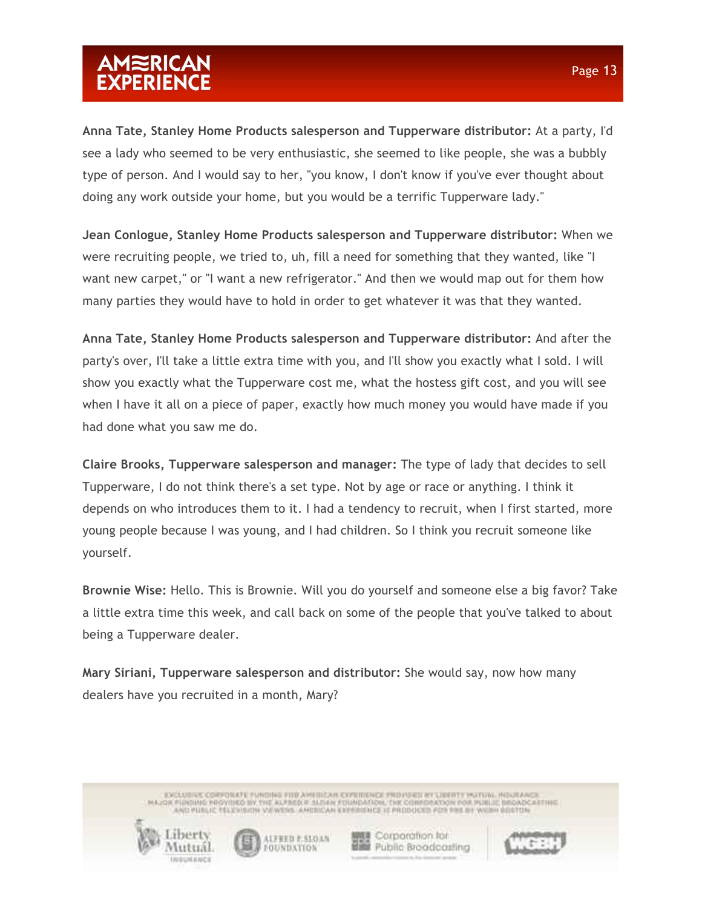**Anna Tate, Stanley Home Products salesperson and Tupperware distributor:** At a party, I'd see a lady who seemed to be very enthusiastic, she seemed to like people, she was a bubbly type of person. And I would say to her, "you know, I don't know if you've ever thought about doing any work outside your home, but you would be a terrific Tupperware lady."

**Jean Conlogue, Stanley Home Products salesperson and Tupperware distributor:** When we were recruiting people, we tried to, uh, fill a need for something that they wanted, like "I want new carpet," or "I want a new refrigerator." And then we would map out for them how many parties they would have to hold in order to get whatever it was that they wanted.

**Anna Tate, Stanley Home Products salesperson and Tupperware distributor:** And after the party's over, I'll take a little extra time with you, and I'll show you exactly what I sold. I will show you exactly what the Tupperware cost me, what the hostess gift cost, and you will see when I have it all on a piece of paper, exactly how much money you would have made if you had done what you saw me do.

**Claire Brooks, Tupperware salesperson and manager:** The type of lady that decides to sell Tupperware, I do not think there's a set type. Not by age or race or anything. I think it depends on who introduces them to it. I had a tendency to recruit, when I first started, more young people because I was young, and I had children. So I think you recruit someone like yourself.

**Brownie Wise:** Hello. This is Brownie. Will you do yourself and someone else a big favor? Take a little extra time this week, and call back on some of the people that you've talked to about being a Tupperware dealer.

**Mary Siriani, Tupperware salesperson and distributor:** She would say, now how many dealers have you recruited in a month, Mary?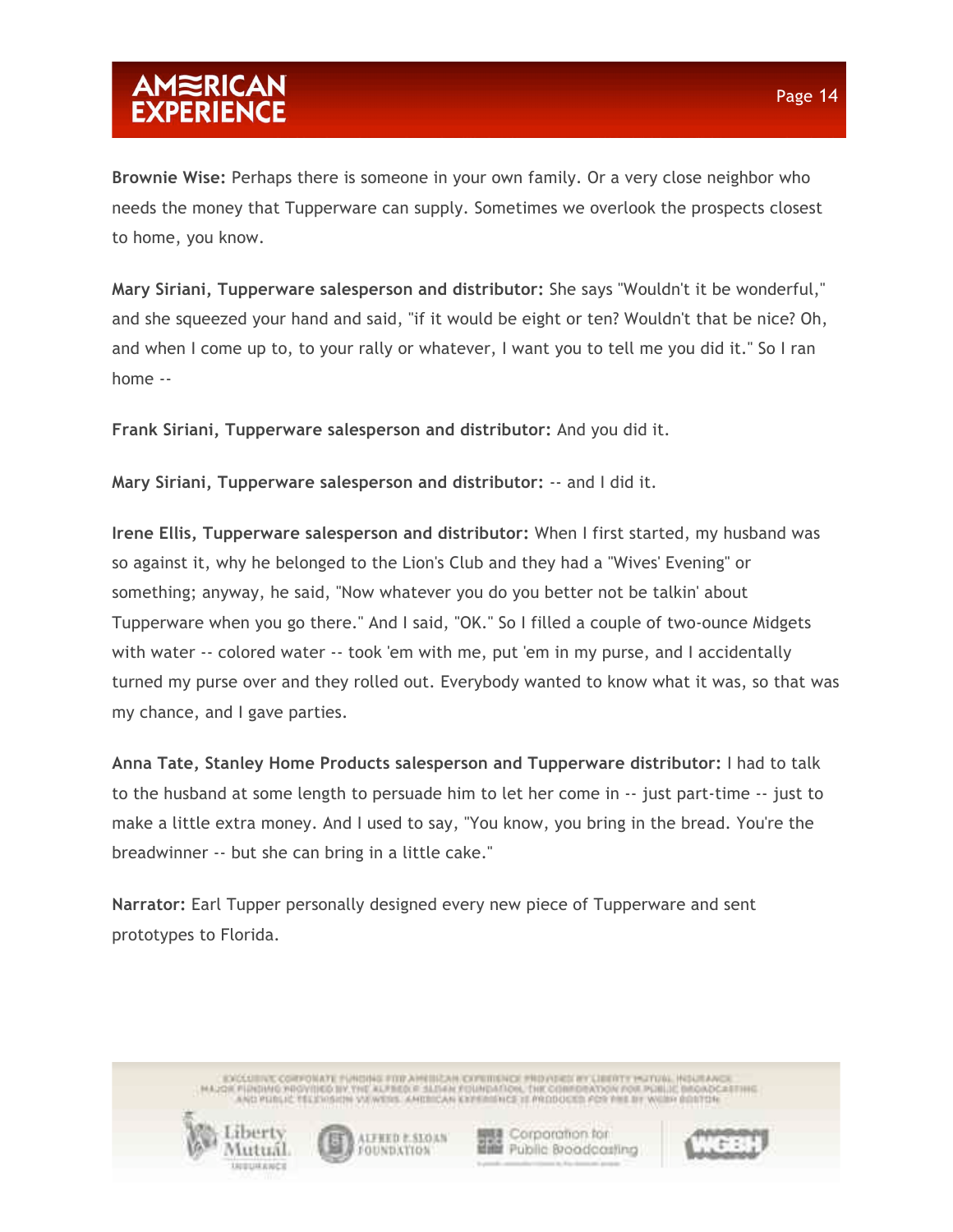**Brownie Wise:** Perhaps there is someone in your own family. Or a very close neighbor who needs the money that Tupperware can supply. Sometimes we overlook the prospects closest to home, you know.

**Mary Siriani, Tupperware salesperson and distributor:** She says "Wouldn't it be wonderful," and she squeezed your hand and said, "if it would be eight or ten? Wouldn't that be nice? Oh, and when I come up to, to your rally or whatever, I want you to tell me you did it." So I ran home --

**Frank Siriani, Tupperware salesperson and distributor:** And you did it.

**Mary Siriani, Tupperware salesperson and distributor:** -- and I did it.

**Irene Ellis, Tupperware salesperson and distributor:** When I first started, my husband was so against it, why he belonged to the Lion's Club and they had a "Wives' Evening" or something; anyway, he said, "Now whatever you do you better not be talkin' about Tupperware when you go there." And I said, "OK." So I filled a couple of two-ounce Midgets with water -- colored water -- took 'em with me, put 'em in my purse, and I accidentally turned my purse over and they rolled out. Everybody wanted to know what it was, so that was my chance, and I gave parties.

**Anna Tate, Stanley Home Products salesperson and Tupperware distributor:** I had to talk to the husband at some length to persuade him to let her come in -- just part-time -- just to make a little extra money. And I used to say, "You know, you bring in the bread. You're the breadwinner -- but she can bring in a little cake."

**Narrator:** Earl Tupper personally designed every new piece of Tupperware and sent prototypes to Florida.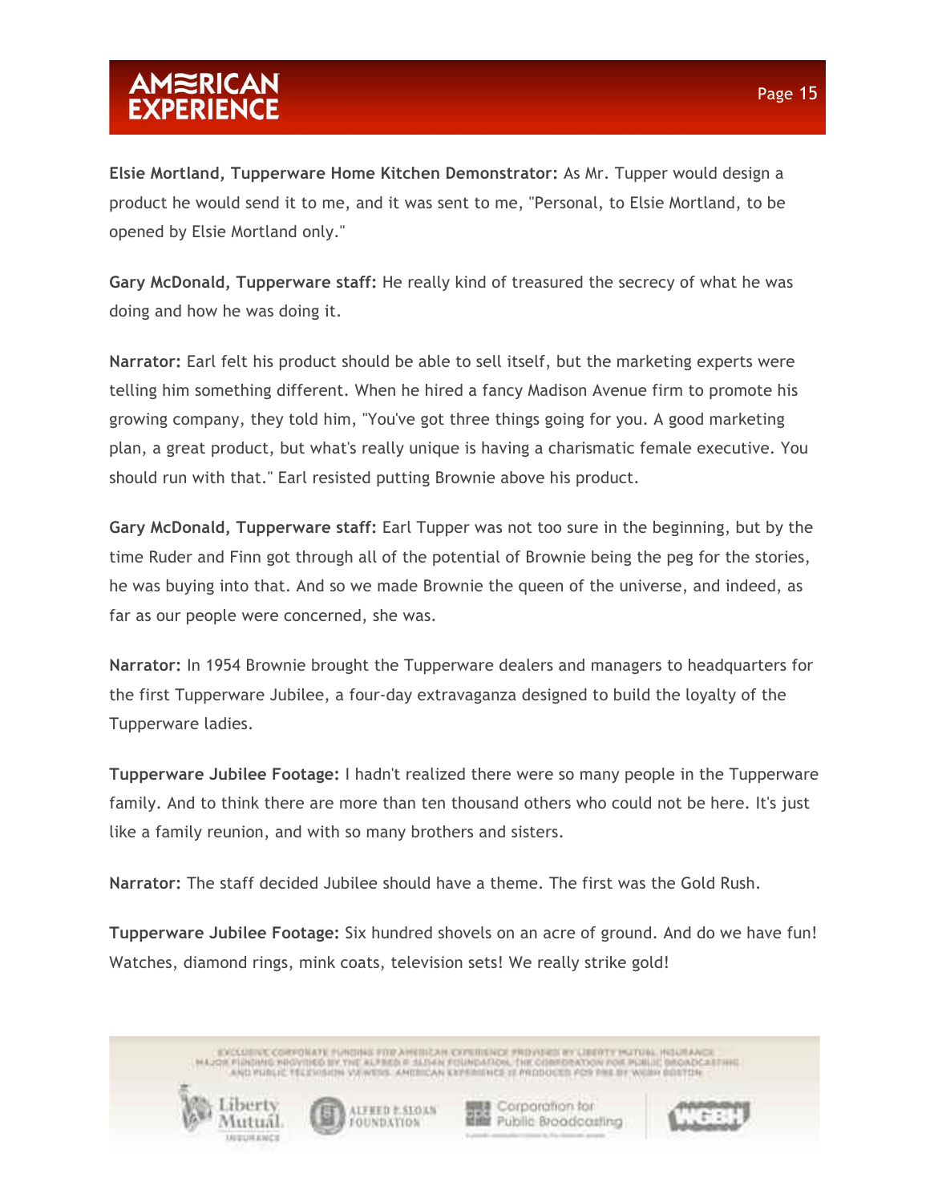**Elsie Mortland, Tupperware Home Kitchen Demonstrator:** As Mr. Tupper would design a product he would send it to me, and it was sent to me, "Personal, to Elsie Mortland, to be opened by Elsie Mortland only."

**Gary McDonald, Tupperware staff:** He really kind of treasured the secrecy of what he was doing and how he was doing it.

**Narrator:** Earl felt his product should be able to sell itself, but the marketing experts were telling him something different. When he hired a fancy Madison Avenue firm to promote his growing company, they told him, "You've got three things going for you. A good marketing plan, a great product, but what's really unique is having a charismatic female executive. You should run with that." Earl resisted putting Brownie above his product.

**Gary McDonald, Tupperware staff:** Earl Tupper was not too sure in the beginning, but by the time Ruder and Finn got through all of the potential of Brownie being the peg for the stories, he was buying into that. And so we made Brownie the queen of the universe, and indeed, as far as our people were concerned, she was.

**Narrator:** In 1954 Brownie brought the Tupperware dealers and managers to headquarters for the first Tupperware Jubilee, a four-day extravaganza designed to build the loyalty of the Tupperware ladies.

**Tupperware Jubilee Footage:** I hadn't realized there were so many people in the Tupperware family. And to think there are more than ten thousand others who could not be here. It's just like a family reunion, and with so many brothers and sisters.

**Narrator:** The staff decided Jubilee should have a theme. The first was the Gold Rush.

**Tupperware Jubilee Footage:** Six hundred shovels on an acre of ground. And do we have fun! Watches, diamond rings, mink coats, television sets! We really strike gold!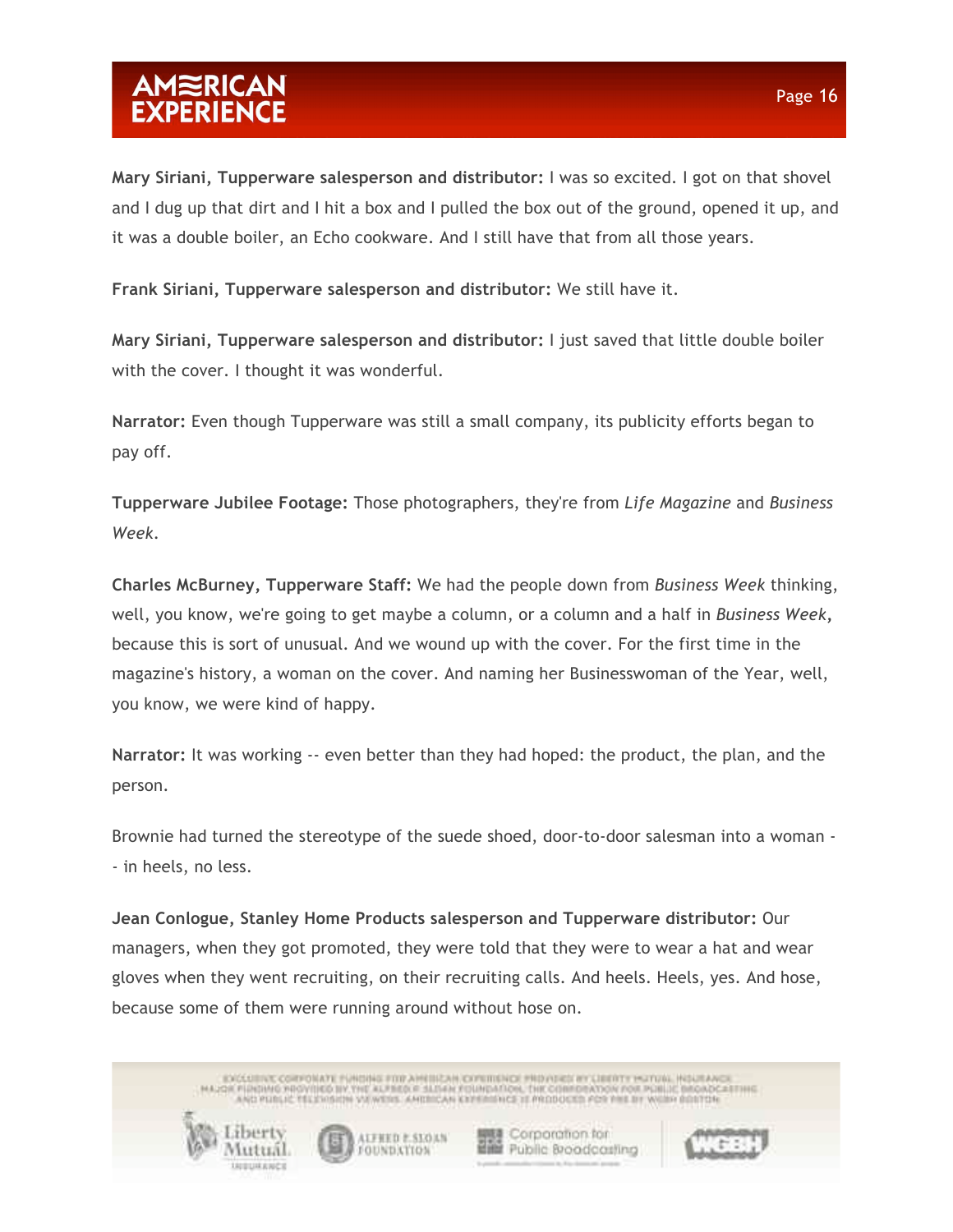**Mary Siriani, Tupperware salesperson and distributor:** I was so excited. I got on that shovel and I dug up that dirt and I hit a box and I pulled the box out of the ground, opened it up, and it was a double boiler, an Echo cookware. And I still have that from all those years.

**Frank Siriani, Tupperware salesperson and distributor:** We still have it.

**Mary Siriani, Tupperware salesperson and distributor:** I just saved that little double boiler with the cover. I thought it was wonderful.

**Narrator:** Even though Tupperware was still a small company, its publicity efforts began to pay off.

**Tupperware Jubilee Footage:** Those photographers, they're from *Life Magazine* and *Business Week*.

**Charles McBurney, Tupperware Staff:** We had the people down from *Business Week* thinking, well, you know, we're going to get maybe a column, or a column and a half in *Business Week*, because this is sort of unusual. And we wound up with the cover. For the first time in the magazine's history, a woman on the cover. And naming her Businesswoman of the Year, well, you know, we were kind of happy.

**Narrator:** It was working -- even better than they had hoped: the product, the plan, and the person.

Brownie had turned the stereotype of the suede shoed, door-to-door salesman into a woman -- in heels, no less.

**Jean Conlogue, Stanley Home Products salesperson and Tupperware distributor:** Our managers, when they got promoted, they were told that they were to wear a hat and wear gloves when they went recruiting, on their recruiting calls. And heels. Heels, yes. And hose, because some of them were running around without hose on.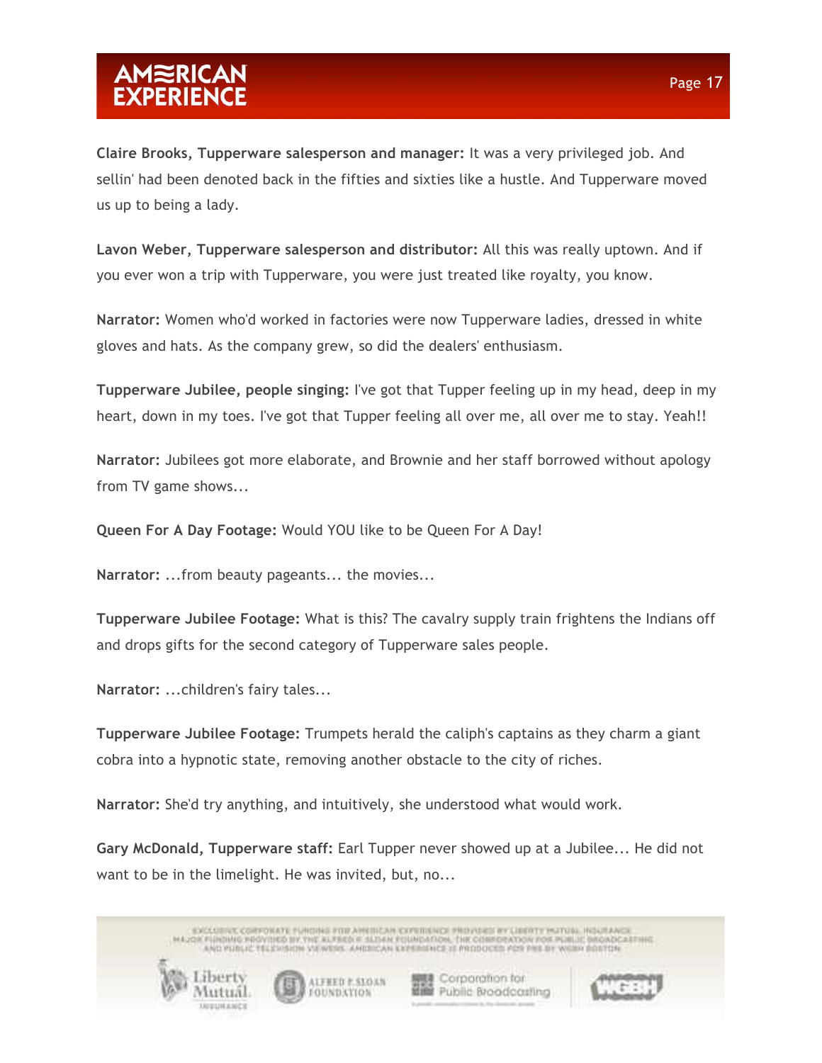**Claire Brooks, Tupperware salesperson and manager:** It was a very privileged job. And sellin' had been denoted back in the fifties and sixties like a hustle. And Tupperware moved us up to being a lady.

**Lavon Weber, Tupperware salesperson and distributor:** All this was really uptown. And if you ever won a trip with Tupperware, you were just treated like royalty, you know.

**Narrator:** Women who'd worked in factories were now Tupperware ladies, dressed in white gloves and hats. As the company grew, so did the dealers' enthusiasm.

**Tupperware Jubilee, people singing:** I've got that Tupper feeling up in my head, deep in my heart, down in my toes. I've got that Tupper feeling all over me, all over me to stay. Yeah!!

**Narrator:** Jubilees got more elaborate, and Brownie and her staff borrowed without apology from TV game shows...

**Queen For A Day Footage:** Would YOU like to be Queen For A Day!

**Narrator:** ...from beauty pageants... the movies...

**Tupperware Jubilee Footage:** What is this? The cavalry supply train frightens the Indians off and drops gifts for the second category of Tupperware sales people.

**Narrator:** ...children's fairy tales...

**Tupperware Jubilee Footage:** Trumpets herald the caliph's captains as they charm a giant cobra into a hypnotic state, removing another obstacle to the city of riches.

**Narrator:** She'd try anything, and intuitively, she understood what would work.

**Gary McDonald, Tupperware staff:** Earl Tupper never showed up at a Jubilee... He did not want to be in the limelight. He was invited, but, no...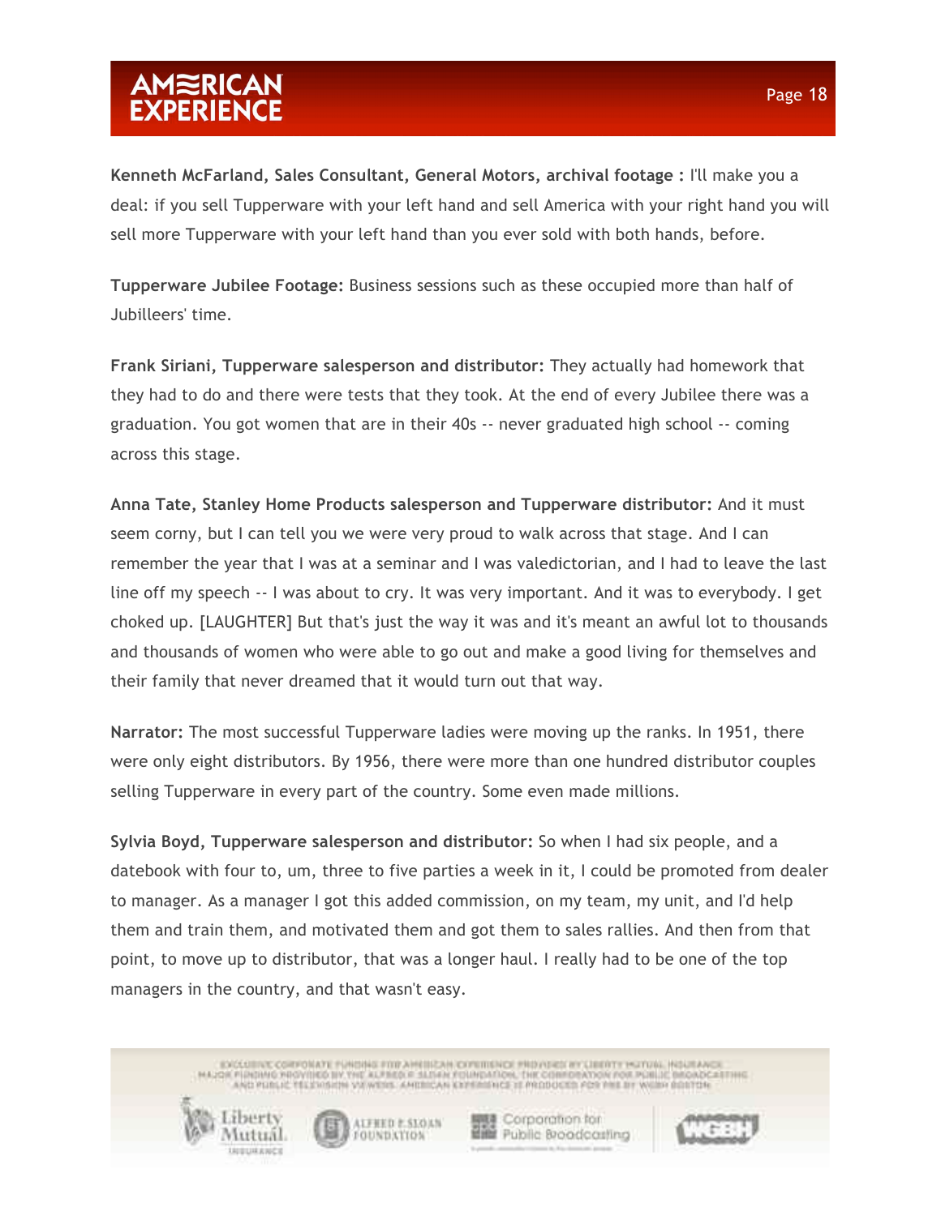**Kenneth McFarland, Sales Consultant, General Motors, archival footage :** I'll make you a deal: if you sell Tupperware with your left hand and sell America with your right hand you will sell more Tupperware with your left hand than you ever sold with both hands, before.

**Tupperware Jubilee Footage:** Business sessions such as these occupied more than half of Jubilleers' time.

**Frank Siriani, Tupperware salesperson and distributor:** They actually had homework that they had to do and there were tests that they took. At the end of every Jubilee there was a graduation. You got women that are in their 40s -- never graduated high school -- coming across this stage.

**Anna Tate, Stanley Home Products salesperson and Tupperware distributor:** And it must seem corny, but I can tell you we were very proud to walk across that stage. And I can remember the year that I was at a seminar and I was valedictorian, and I had to leave the last line off my speech -- I was about to cry. It was very important. And it was to everybody. I get choked up. [LAUGHTER] But that's just the way it was and it's meant an awful lot to thousands and thousands of women who were able to go out and make a good living for themselves and their family that never dreamed that it would turn out that way.

**Narrator:** The most successful Tupperware ladies were moving up the ranks. In 1951, there were only eight distributors. By 1956, there were more than one hundred distributor couples selling Tupperware in every part of the country. Some even made millions.

**Sylvia Boyd, Tupperware salesperson and distributor:** So when I had six people, and a datebook with four to, um, three to five parties a week in it, I could be promoted from dealer to manager. As a manager I got this added commission, on my team, my unit, and I'd help them and train them, and motivated them and got them to sales rallies. And then from that point, to move up to distributor, that was a longer haul. I really had to be one of the top managers in the country, and that wasn't easy.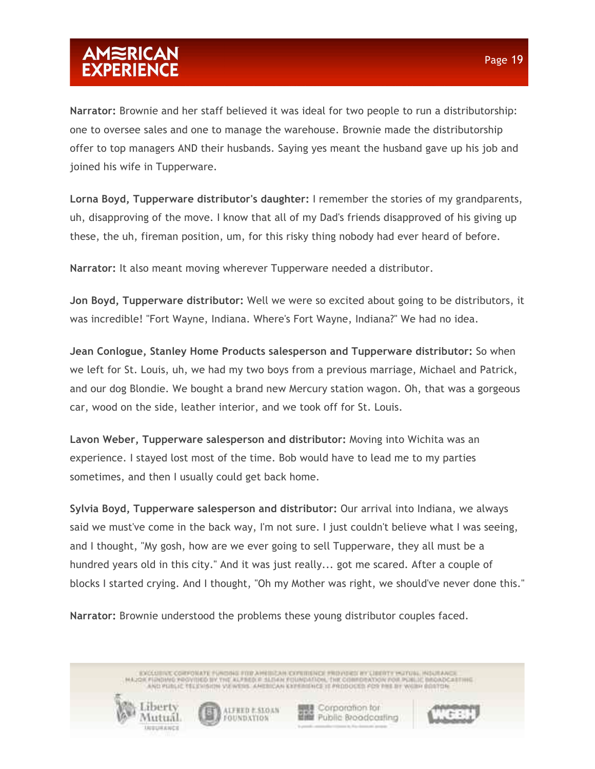**Narrator:** Brownie and her staff believed it was ideal for two people to run a distributorship: one to oversee sales and one to manage the warehouse. Brownie made the distributorship offer to top managers AND their husbands. Saying yes meant the husband gave up his job and joined his wife in Tupperware.

**Lorna Boyd, Tupperware distributor's daughter:** I remember the stories of my grandparents, uh, disapproving of the move. I know that all of my Dad's friends disapproved of his giving up these, the uh, fireman position, um, for this risky thing nobody had ever heard of before.

**Narrator:** It also meant moving wherever Tupperware needed a distributor.

**Jon Boyd, Tupperware distributor:** Well we were so excited about going to be distributors, it was incredible! "Fort Wayne, Indiana. Where's Fort Wayne, Indiana?" We had no idea.

**Jean Conlogue, Stanley Home Products salesperson and Tupperware distributor:** So when we left for St. Louis, uh, we had my two boys from a previous marriage, Michael and Patrick, and our dog Blondie. We bought a brand new Mercury station wagon. Oh, that was a gorgeous car, wood on the side, leather interior, and we took off for St. Louis.

**Lavon Weber, Tupperware salesperson and distributor:** Moving into Wichita was an experience. I stayed lost most of the time. Bob would have to lead me to my parties sometimes, and then I usually could get back home.

**Sylvia Boyd, Tupperware salesperson and distributor:** Our arrival into Indiana, we always said we must've come in the back way, I'm not sure. I just couldn't believe what I was seeing, and I thought, "My gosh, how are we ever going to sell Tupperware, they all must be a hundred years old in this city." And it was just really... got me scared. After a couple of blocks I started crying. And I thought, "Oh my Mother was right, we should've never done this."

**Narrator:** Brownie understood the problems these young distributor couples faced.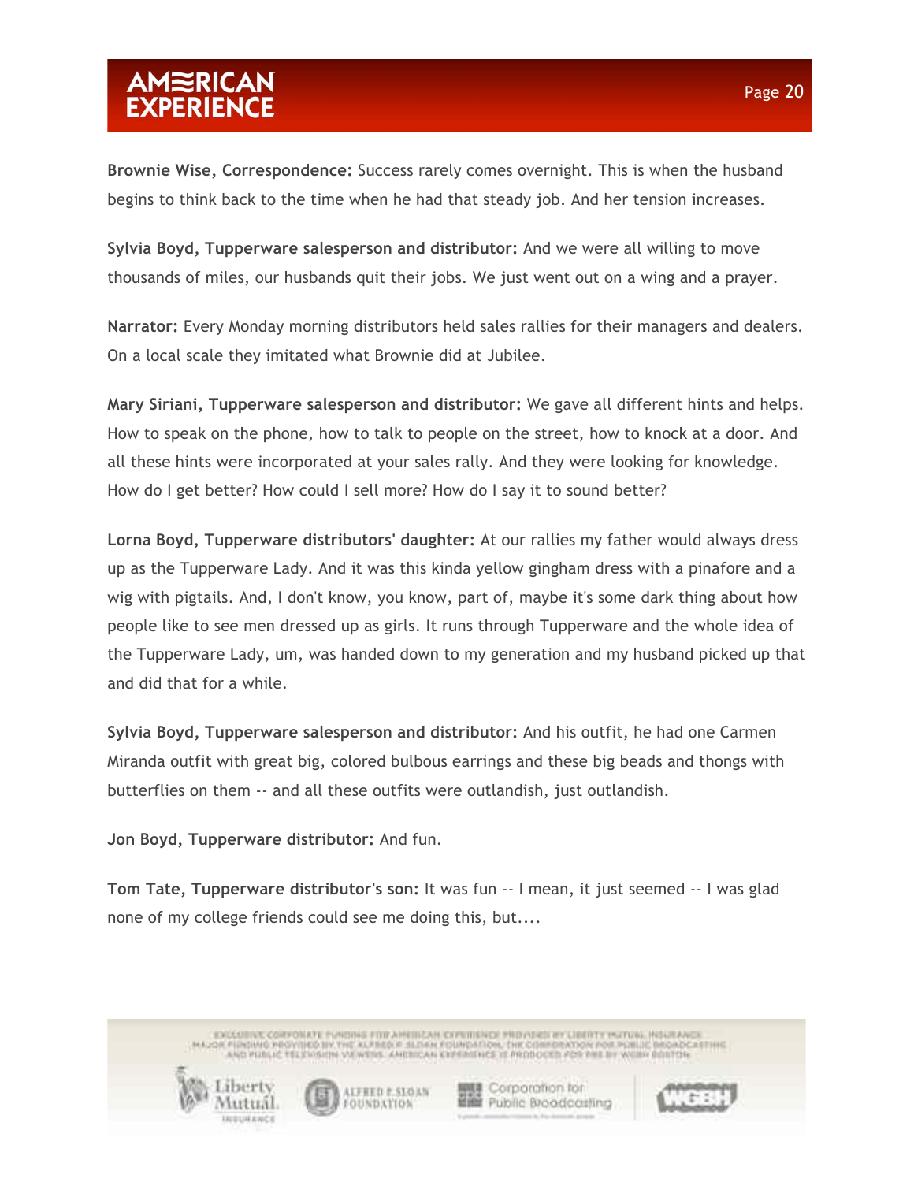**Brownie Wise, Correspondence:** Success rarely comes overnight. This is when the husband begins to think back to the time when he had that steady job. And her tension increases.

**Sylvia Boyd, Tupperware salesperson and distributor:** And we were all willing to move thousands of miles, our husbands quit their jobs. We just went out on a wing and a prayer.

**Narrator:** Every Monday morning distributors held sales rallies for their managers and dealers. On a local scale they imitated what Brownie did at Jubilee.

**Mary Siriani, Tupperware salesperson and distributor:** We gave all different hints and helps. How to speak on the phone, how to talk to people on the street, how to knock at a door. And all these hints were incorporated at your sales rally. And they were looking for knowledge. How do I get better? How could I sell more? How do I say it to sound better?

**Lorna Boyd, Tupperware distributors' daughter:** At our rallies my father would always dress up as the Tupperware Lady. And it was this kinda yellow gingham dress with a pinafore and a wig with pigtails. And, I don't know, you know, part of, maybe it's some dark thing about how people like to see men dressed up as girls. It runs through Tupperware and the whole idea of the Tupperware Lady, um, was handed down to my generation and my husband picked up that and did that for a while.

**Sylvia Boyd, Tupperware salesperson and distributor:** And his outfit, he had one Carmen Miranda outfit with great big, colored bulbous earrings and these big beads and thongs with butterflies on them -- and all these outfits were outlandish, just outlandish.

**Jon Boyd, Tupperware distributor:** And fun.

**Tom Tate, Tupperware distributor's son:** It was fun -- I mean, it just seemed -- I was glad none of my college friends could see me doing this, but....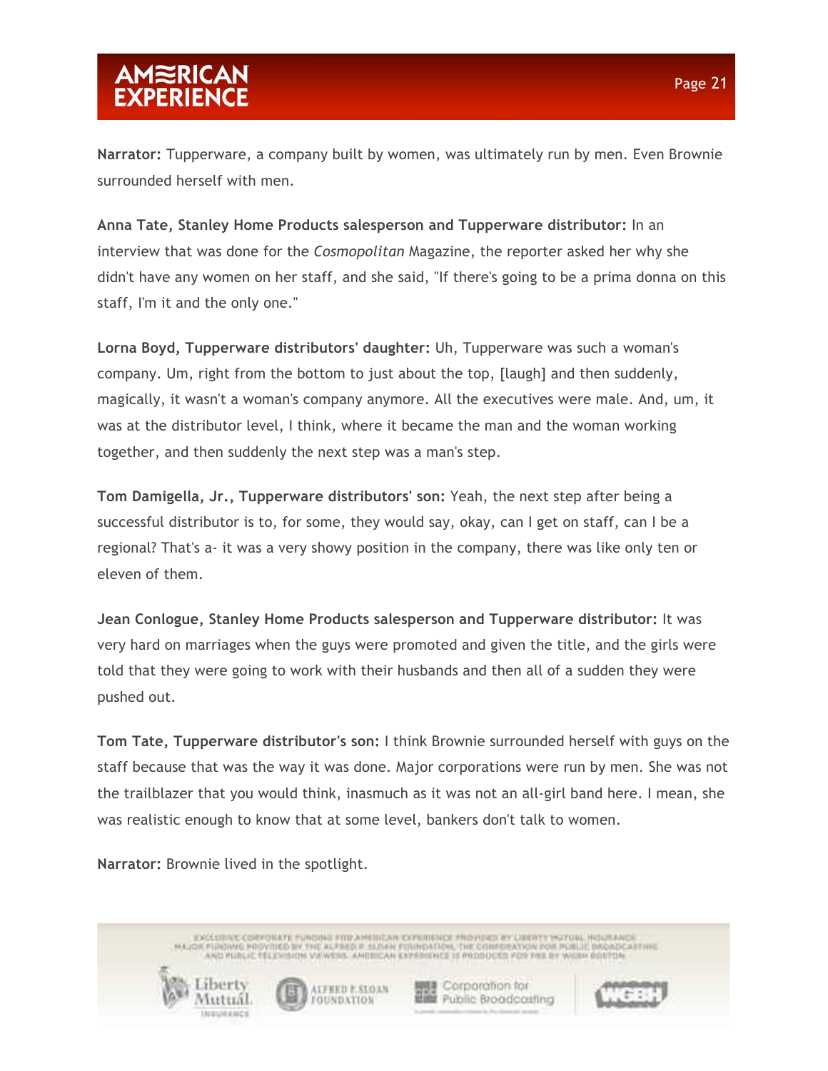**Narrator:** Tupperware, a company built by women, was ultimately run by men. Even Brownie surrounded herself with men.

**Anna Tate, Stanley Home Products salesperson and Tupperware distributor:** In an interview that was done for the *Cosmopolitan* Magazine, the reporter asked her why she didn't have any women on her staff, and she said, "If there's going to be a prima donna on this staff, I'm it and the only one."

**Lorna Boyd, Tupperware distributors' daughter:** Uh, Tupperware was such a woman's company. Um, right from the bottom to just about the top, [laugh] and then suddenly, magically, it wasn't a woman's company anymore. All the executives were male. And, um, it was at the distributor level, I think, where it became the man and the woman working together, and then suddenly the next step was a man's step.

**Tom Damigella, Jr., Tupperware distributors' son:** Yeah, the next step after being a successful distributor is to, for some, they would say, okay, can I get on staff, can I be a regional? That's a- it was a very showy position in the company, there was like only ten or eleven of them.

**Jean Conlogue, Stanley Home Products salesperson and Tupperware distributor:** It was very hard on marriages when the guys were promoted and given the title, and the girls were told that they were going to work with their husbands and then all of a sudden they were pushed out.

**Tom Tate, Tupperware distributor's son:** I think Brownie surrounded herself with guys on the staff because that was the way it was done. Major corporations were run by men. She was not the trailblazer that you would think, inasmuch as it was not an all-girl band here. I mean, she was realistic enough to know that at some level, bankers don't talk to women.

**Narrator:** Brownie lived in the spotlight.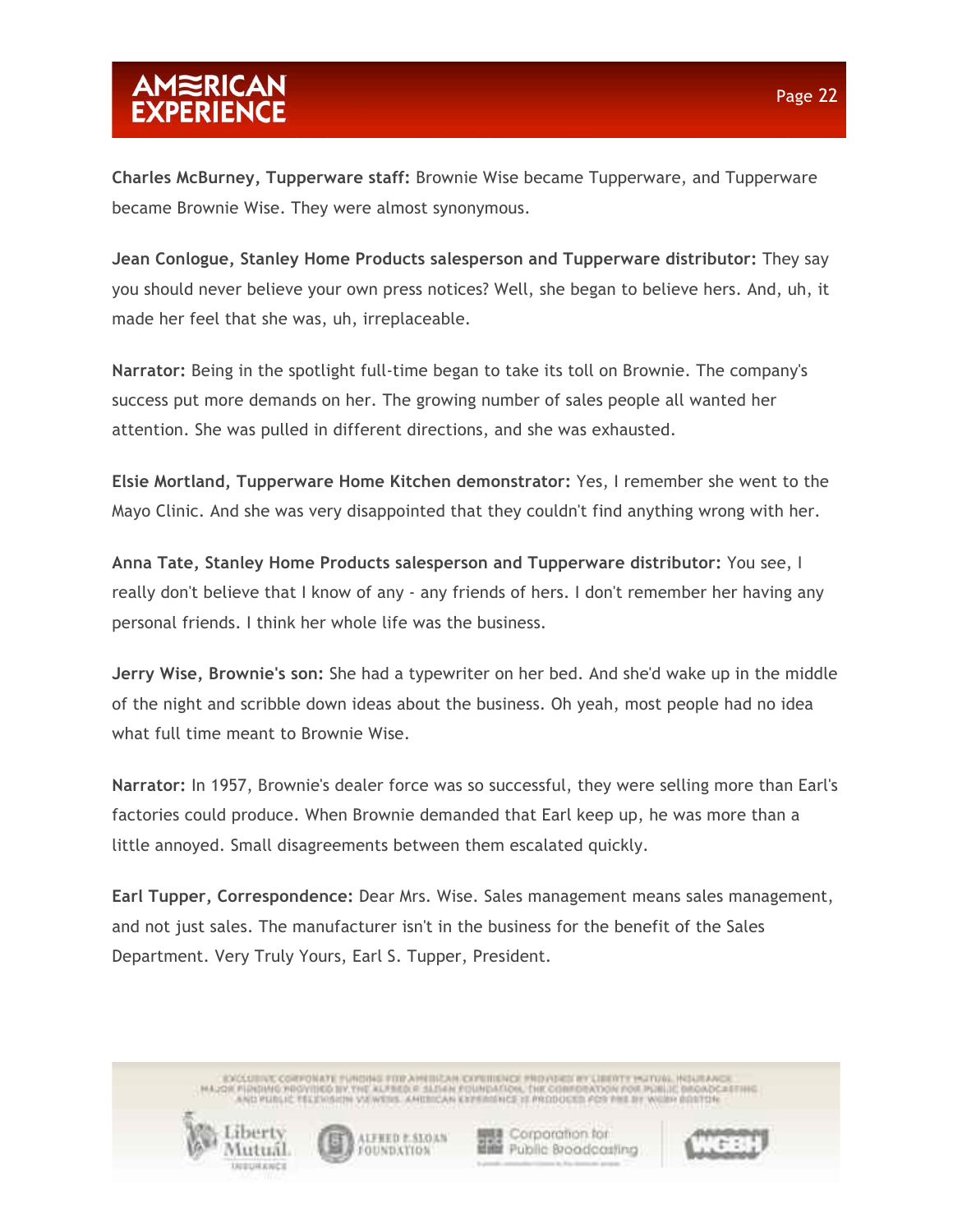**Charles McBurney, Tupperware staff:** Brownie Wise became Tupperware, and Tupperware became Brownie Wise. They were almost synonymous.

**Jean Conlogue, Stanley Home Products salesperson and Tupperware distributor:** They say you should never believe your own press notices? Well, she began to believe hers. And, uh, it made her feel that she was, uh, irreplaceable.

**Narrator:** Being in the spotlight full-time began to take its toll on Brownie. The company's success put more demands on her. The growing number of sales people all wanted her attention. She was pulled in different directions, and she was exhausted.

**Elsie Mortland, Tupperware Home Kitchen demonstrator:** Yes, I remember she went to the Mayo Clinic. And she was very disappointed that they couldn't find anything wrong with her.

**Anna Tate, Stanley Home Products salesperson and Tupperware distributor:** You see, I really don't believe that I know of any - any friends of hers. I don't remember her having any personal friends. I think her whole life was the business.

**Jerry Wise, Brownie's son:** She had a typewriter on her bed. And she'd wake up in the middle of the night and scribble down ideas about the business. Oh yeah, most people had no idea what full time meant to Brownie Wise.

**Narrator:** In 1957, Brownie's dealer force was so successful, they were selling more than Earl's factories could produce. When Brownie demanded that Earl keep up, he was more than a little annoyed. Small disagreements between them escalated quickly.

**Earl Tupper, Correspondence:** Dear Mrs. Wise. Sales management means sales management, and not just sales. The manufacturer isn't in the business for the benefit of the Sales Department. Very Truly Yours, Earl S. Tupper, President.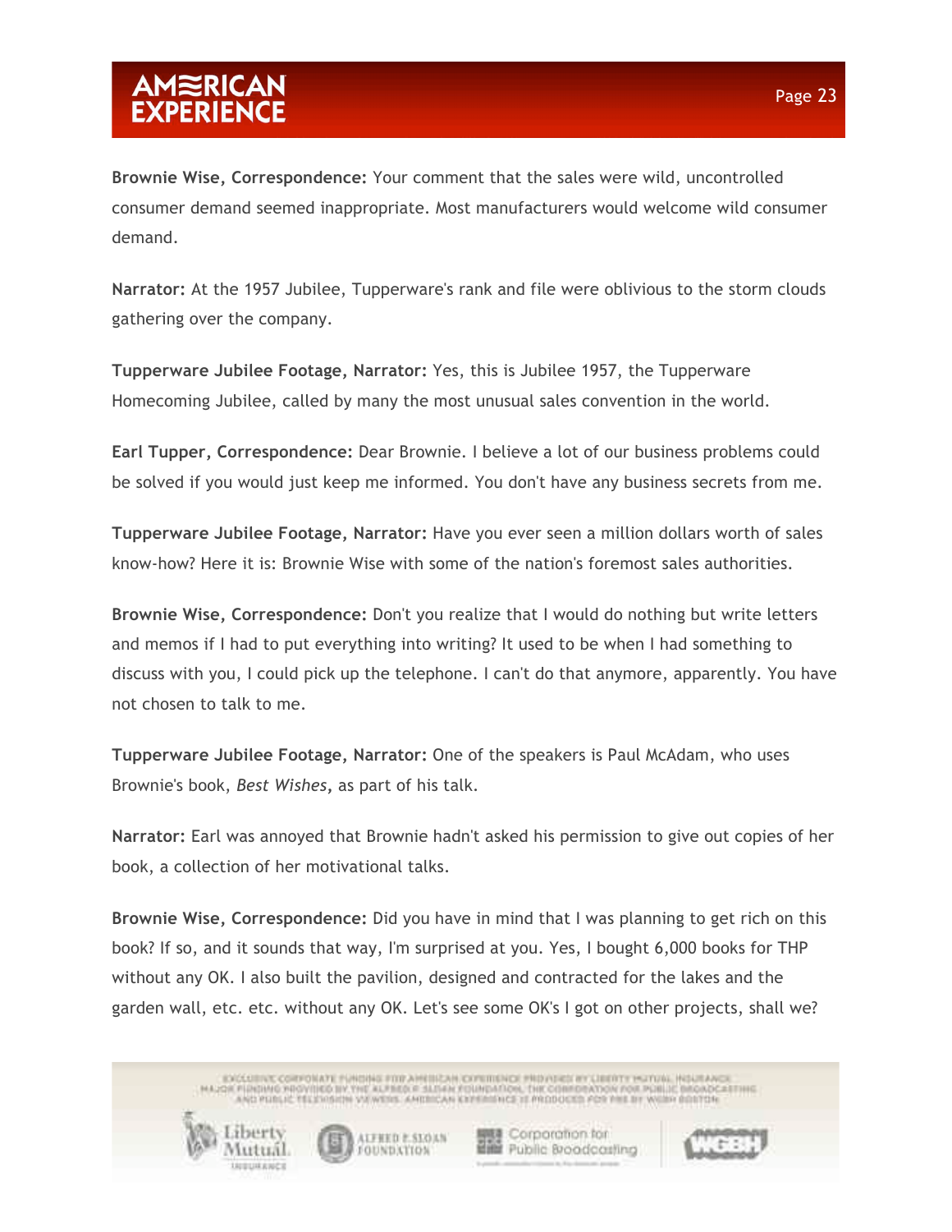**Brownie Wise, Correspondence:** Your comment that the sales were wild, uncontrolled consumer demand seemed inappropriate. Most manufacturers would welcome wild consumer demand.

**Narrator:** At the 1957 Jubilee, Tupperware's rank and file were oblivious to the storm clouds gathering over the company.

**Tupperware Jubilee Footage, Narrator:** Yes, this is Jubilee 1957, the Tupperware Homecoming Jubilee, called by many the most unusual sales convention in the world.

**Earl Tupper, Correspondence:** Dear Brownie. I believe a lot of our business problems could be solved if you would just keep me informed. You don't have any business secrets from me.

**Tupperware Jubilee Footage, Narrator:** Have you ever seen a million dollars worth of sales know-how? Here it is: Brownie Wise with some of the nation's foremost sales authorities.

**Brownie Wise, Correspondence:** Don't you realize that I would do nothing but write letters and memos if I had to put everything into writing? It used to be when I had something to discuss with you, I could pick up the telephone. I can't do that anymore, apparently. You have not chosen to talk to me.

**Tupperware Jubilee Footage, Narrator:** One of the speakers is Paul McAdam, who uses Brownie's book, *Best Wishes*, as part of his talk.

**Narrator:** Earl was annoyed that Brownie hadn't asked his permission to give out copies of her book, a collection of her motivational talks.

**Brownie Wise, Correspondence:** Did you have in mind that I was planning to get rich on this book? If so, and it sounds that way, I'm surprised at you. Yes, I bought 6,000 books for THP without any OK. I also built the pavilion, designed and contracted for the lakes and the garden wall, etc. etc. without any OK. Let's see some OK's I got on other projects, shall we?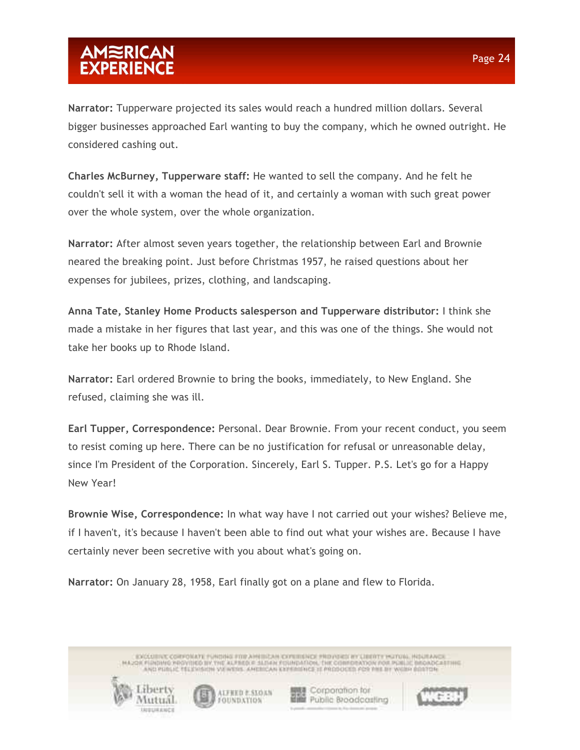**Narrator:** Tupperware projected its sales would reach a hundred million dollars. Several bigger businesses approached Earl wanting to buy the company, which he owned outright. He considered cashing out.

**Charles McBurney, Tupperware staff:** He wanted to sell the company. And he felt he couldn't sell it with a woman the head of it, and certainly a woman with such great power over the whole system, over the whole organization.

**Narrator:** After almost seven years together, the relationship between Earl and Brownie neared the breaking point. Just before Christmas 1957, he raised questions about her expenses for jubilees, prizes, clothing, and landscaping.

**Anna Tate, Stanley Home Products salesperson and Tupperware distributor:** I think she made a mistake in her figures that last year, and this was one of the things. She would not take her books up to Rhode Island.

**Narrator:** Earl ordered Brownie to bring the books, immediately, to New England. She refused, claiming she was ill.

**Earl Tupper, Correspondence:** Personal. Dear Brownie. From your recent conduct, you seem to resist coming up here. There can be no justification for refusal or unreasonable delay, since I'm President of the Corporation. Sincerely, Earl S. Tupper. P.S. Let's go for a Happy New Year!

**Brownie Wise, Correspondence:** In what way have I not carried out your wishes? Believe me, if I haven't, it's because I haven't been able to find out what your wishes are. Because I have certainly never been secretive with you about what's going on.

**Narrator:** On January 28, 1958, Earl finally got on a plane and flew to Florida.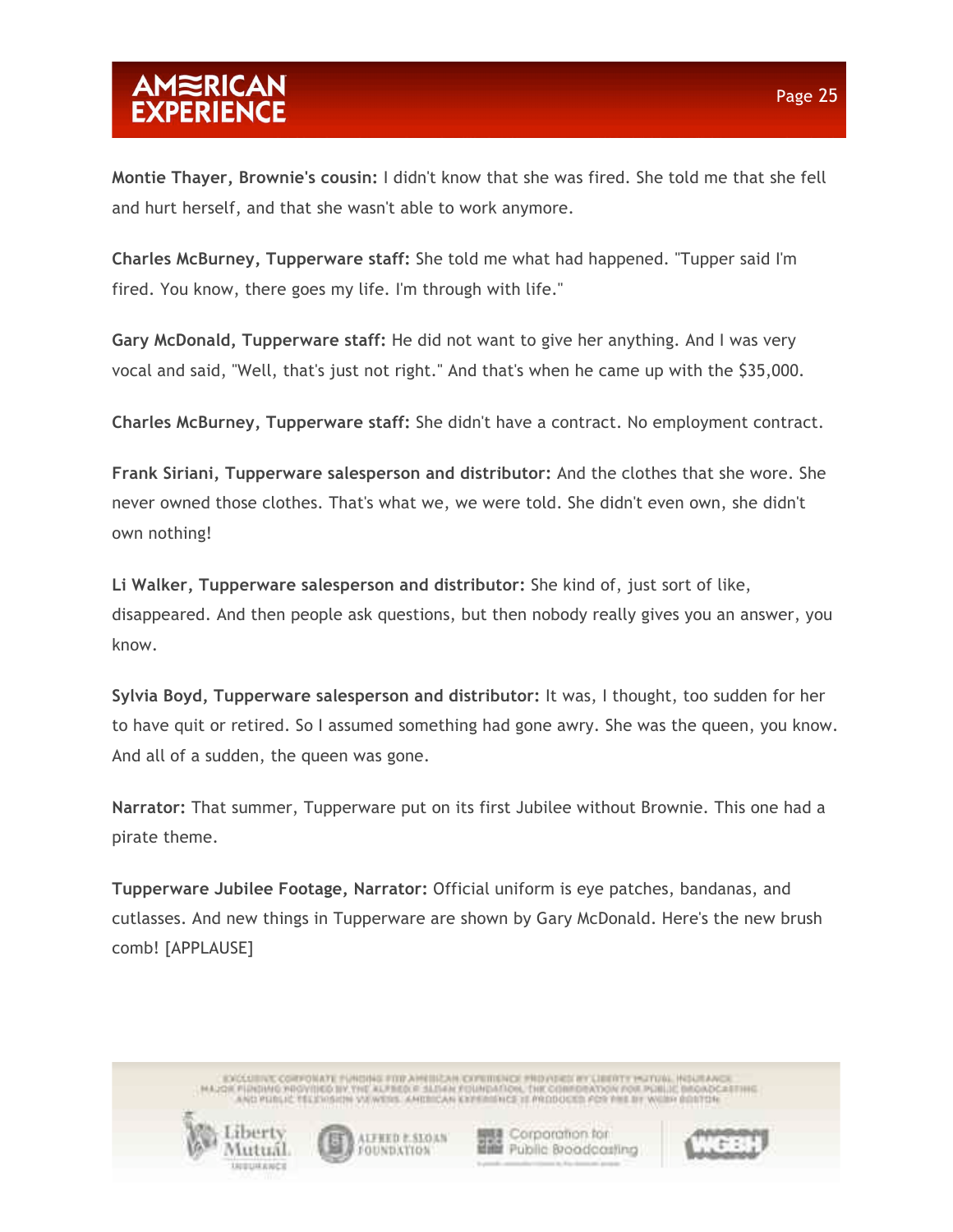**Montie Thayer, Brownie's cousin:** I didn't know that she was fired. She told me that she fell and hurt herself, and that she wasn't able to work anymore.

**Charles McBurney, Tupperware staff:** She told me what had happened. "Tupper said I'm fired. You know, there goes my life. I'm through with life."

**Gary McDonald, Tupperware staff:** He did not want to give her anything. And I was very vocal and said, "Well, that's just not right." And that's when he came up with the $35,000.

**Charles McBurney, Tupperware staff:** She didn't have a contract. No employment contract.

**Frank Siriani, Tupperware salesperson and distributor:** And the clothes that she wore. She never owned those clothes. That's what we, we were told. She didn't even own, she didn't own nothing!

**Li Walker, Tupperware salesperson and distributor:** She kind of, just sort of like, disappeared. And then people ask questions, but then nobody really gives you an answer, you know.

**Sylvia Boyd, Tupperware salesperson and distributor:** It was, I thought, too sudden for her to have quit or retired. So I assumed something had gone awry. She was the queen, you know. And all of a sudden, the queen was gone.

**Narrator:** That summer, Tupperware put on its first Jubilee without Brownie. This one had a pirate theme.

**Tupperware Jubilee Footage, Narrator:** Official uniform is eye patches, bandanas, and cutlasses. And new things in Tupperware are shown by Gary McDonald. Here's the new brush comb! [APPLAUSE]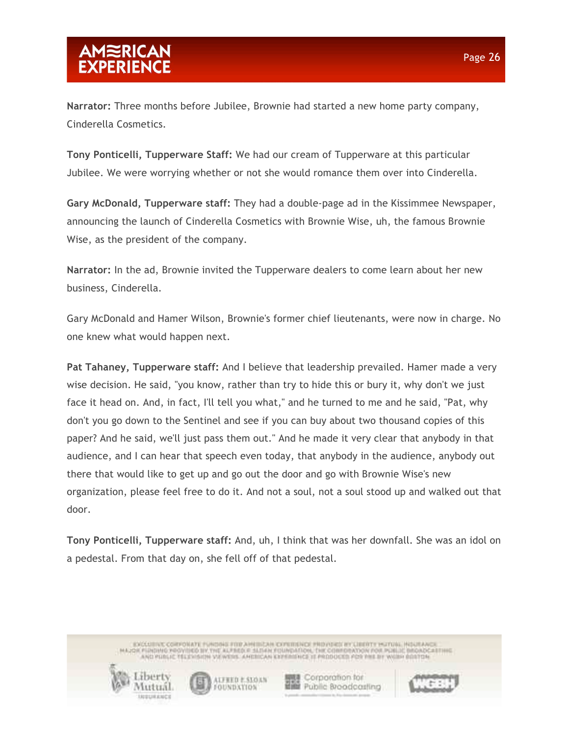**Narrator:** Three months before Jubilee, Brownie had started a new home party company, Cinderella Cosmetics.

**Tony Ponticelli, Tupperware Staff:** We had our cream of Tupperware at this particular Jubilee. We were worrying whether or not she would romance them over into Cinderella.

**Gary McDonald, Tupperware staff:** They had a double-page ad in the Kissimmee Newspaper, announcing the launch of Cinderella Cosmetics with Brownie Wise, uh, the famous Brownie Wise, as the president of the company.

**Narrator:** In the ad, Brownie invited the Tupperware dealers to come learn about her new business, Cinderella.

Gary McDonald and Hamer Wilson, Brownie's former chief lieutenants, were now in charge. No one knew what would happen next.

**Pat Tahaney, Tupperware staff:** And I believe that leadership prevailed. Hamer made a very wise decision. He said, "you know, rather than try to hide this or bury it, why don't we just face it head on. And, in fact, I'll tell you what," and he turned to me and he said, "Pat, why don't you go down to the Sentinel and see if you can buy about two thousand copies of this paper? And he said, we'll just pass them out." And he made it very clear that anybody in that audience, and I can hear that speech even today, that anybody in the audience, anybody out there that would like to get up and go out the door and go with Brownie Wise's new organization, please feel free to do it. And not a soul, not a soul stood up and walked out that door.

**Tony Ponticelli, Tupperware staff:** And, uh, I think that was her downfall. She was an idol on a pedestal. From that day on, she fell off of that pedestal.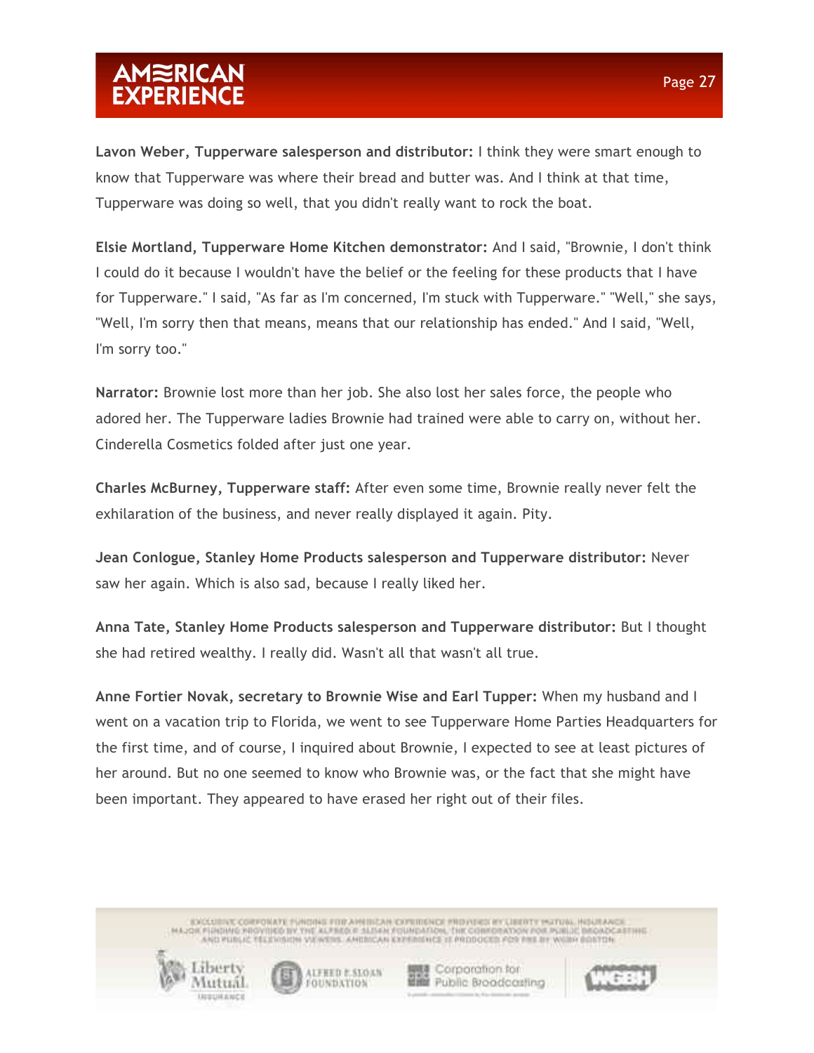**Lavon Weber, Tupperware salesperson and distributor:** I think they were smart enough to know that Tupperware was where their bread and butter was. And I think at that time, Tupperware was doing so well, that you didn't really want to rock the boat.

**Elsie Mortland, Tupperware Home Kitchen demonstrator:** And I said, "Brownie, I don't think I could do it because I wouldn't have the belief or the feeling for these products that I have for Tupperware." I said, "As far as I'm concerned, I'm stuck with Tupperware." "Well," she says, "Well, I'm sorry then that means, means that our relationship has ended." And I said, "Well, I'm sorry too."

**Narrator:** Brownie lost more than her job. She also lost her sales force, the people who adored her. The Tupperware ladies Brownie had trained were able to carry on, without her. Cinderella Cosmetics folded after just one year.

**Charles McBurney, Tupperware staff:** After even some time, Brownie really never felt the exhilaration of the business, and never really displayed it again. Pity.

**Jean Conlogue, Stanley Home Products salesperson and Tupperware distributor:** Never saw her again. Which is also sad, because I really liked her.

**Anna Tate, Stanley Home Products salesperson and Tupperware distributor:** But I thought she had retired wealthy. I really did. Wasn't all that wasn't all true.

**Anne Fortier Novak, secretary to Brownie Wise and Earl Tupper:** When my husband and I went on a vacation trip to Florida, we went to see Tupperware Home Parties Headquarters for the first time, and of course, I inquired about Brownie, I expected to see at least pictures of her around. But no one seemed to know who Brownie was, or the fact that she might have been important. They appeared to have erased her right out of their files.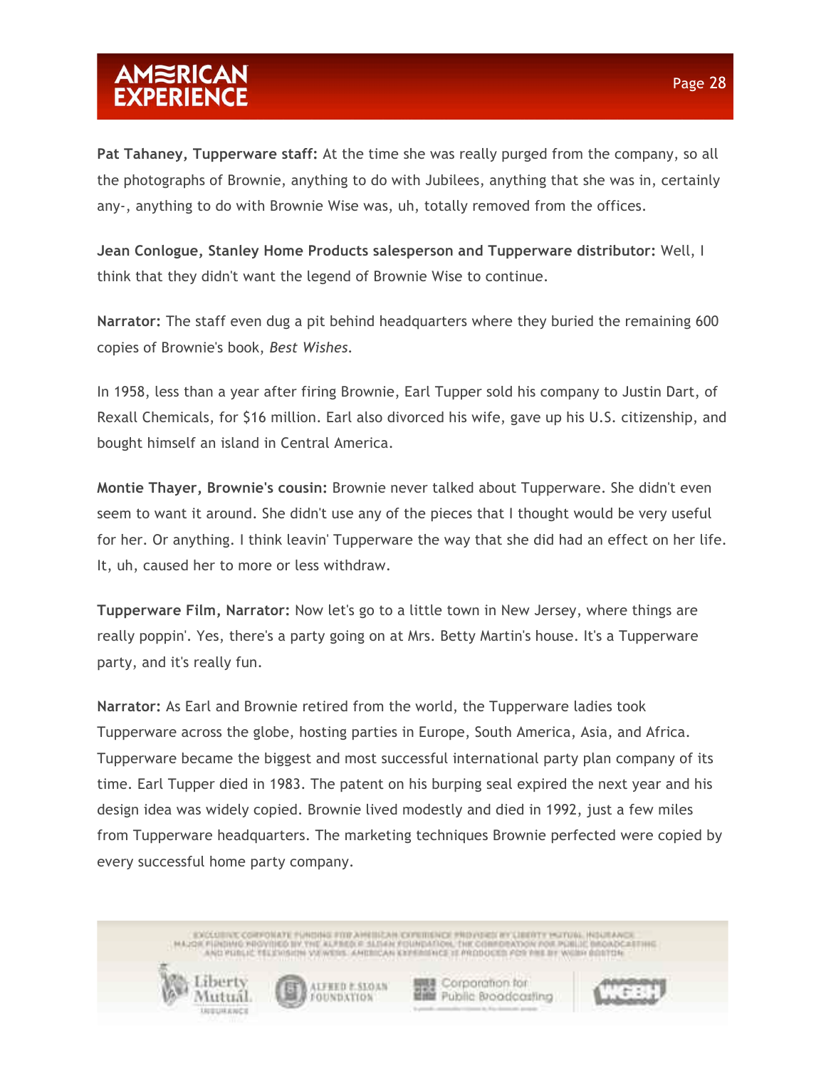**Pat Tahaney, Tupperware staff:** At the time she was really purged from the company, so all the photographs of Brownie, anything to do with Jubilees, anything that she was in, certainly any-, anything to do with Brownie Wise was, uh, totally removed from the offices.

**Jean Conlogue, Stanley Home Products salesperson and Tupperware distributor:** Well, I think that they didn't want the legend of Brownie Wise to continue.

**Narrator:** The staff even dug a pit behind headquarters where they buried the remaining 600 copies of Brownie's book, *Best Wishes*.

In 1958, less than a year after firing Brownie, Earl Tupper sold his company to Justin Dart, of Rexall Chemicals, for $16 million. Earl also divorced his wife, gave up his U.S. citizenship, and bought himself an island in Central America.

**Montie Thayer, Brownie's cousin:** Brownie never talked about Tupperware. She didn't even seem to want it around. She didn't use any of the pieces that I thought would be very useful for her. Or anything. I think leavin' Tupperware the way that she did had an effect on her life. It, uh, caused her to more or less withdraw.

**Tupperware Film, Narrator:** Now let's go to a little town in New Jersey, where things are really poppin'. Yes, there's a party going on at Mrs. Betty Martin's house. It's a Tupperware party, and it's really fun.

**Narrator:** As Earl and Brownie retired from the world, the Tupperware ladies took Tupperware across the globe, hosting parties in Europe, South America, Asia, and Africa. Tupperware became the biggest and most successful international party plan company of its time. Earl Tupper died in 1983. The patent on his burping seal expired the next year and his design idea was widely copied. Brownie lived modestly and died in 1992, just a few miles from Tupperware headquarters. The marketing techniques Brownie perfected were copied by every successful home party company.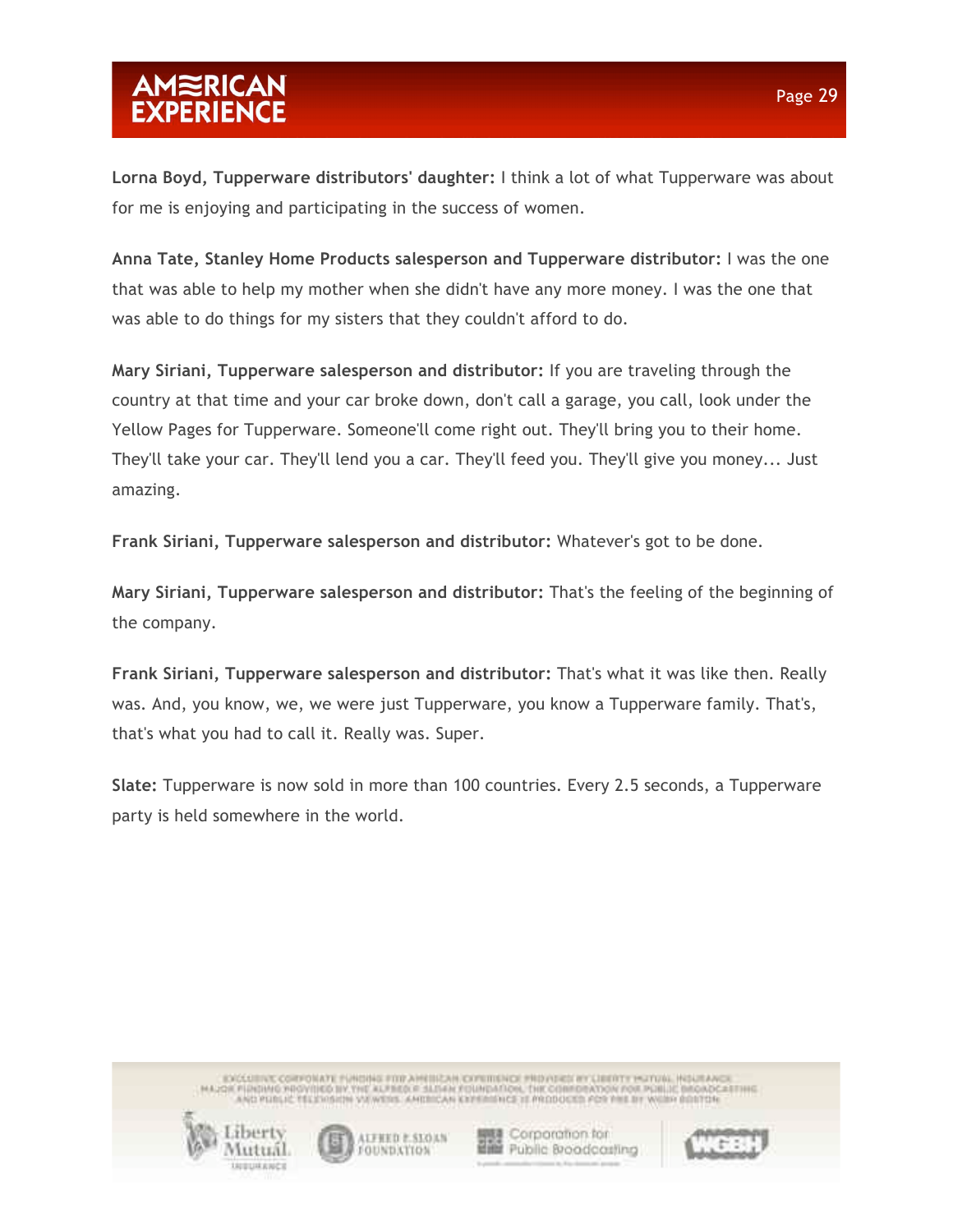**Lorna Boyd, Tupperware distributors' daughter:** I think a lot of what Tupperware was about for me is enjoying and participating in the success of women.

**Anna Tate, Stanley Home Products salesperson and Tupperware distributor:** I was the one that was able to help my mother when she didn't have any more money. I was the one that was able to do things for my sisters that they couldn't afford to do.

**Mary Siriani, Tupperware salesperson and distributor:** If you are traveling through the country at that time and your car broke down, don't call a garage, you call, look under the Yellow Pages for Tupperware. Someone'll come right out. They'll bring you to their home. They'll take your car. They'll lend you a car. They'll feed you. They'll give you money... Just amazing.

**Frank Siriani, Tupperware salesperson and distributor:** Whatever's got to be done.

**Mary Siriani, Tupperware salesperson and distributor:** That's the feeling of the beginning of the company.

**Frank Siriani, Tupperware salesperson and distributor:** That's what it was like then. Really was. And, you know, we, we were just Tupperware, you know a Tupperware family. That's, that's what you had to call it. Really was. Super.

**Slate:** Tupperware is now sold in more than 100 countries. Every 2.5 seconds, a Tupperware party is held somewhere in the world.